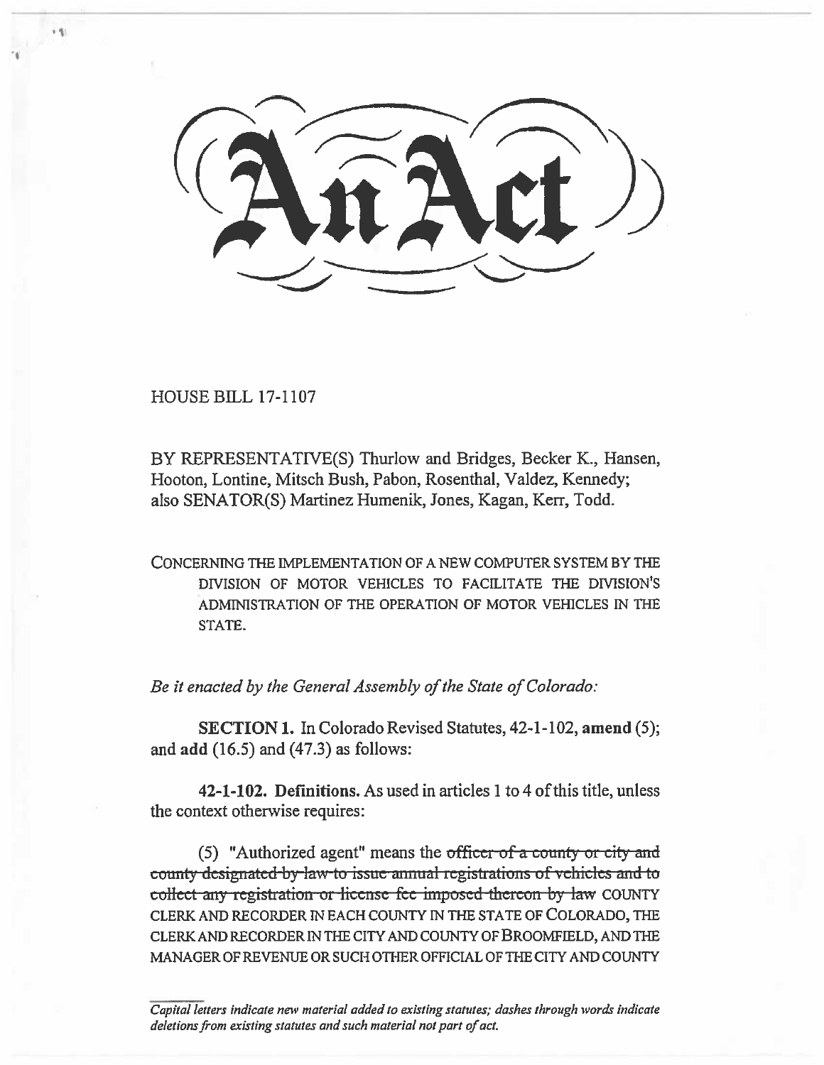# An Act

HOUSE BILL 17-1107

BY REPRESENTATIVE(S) Thurlow and Bridges, Becker K., Hansen, Hooton, Lontine, Mitsch Bush, Pabon, Rosenthal, Valdez, Kennedy; also SENATOR(S) Martinez Humenik, Jones, Kagan, Kerr, Todd.

CONCERNING THE IMPLEMENTATION OF A NEW COMPUTER SYSTEM BY THE DIVISION OF MOTOR VEHICLES TO FACILITATE THE DIVISION'S ADMINISTRATION OF THE OPERATION OF MOTOR VEHICLES IN THE STATE.

*Be it enacted by the General Assembly of the State of Colorado:*

**SECTION 1.** In Colorado Revised Statutes, 42-1-102, **amend** (5); and **add** (16.5) and (47.3) as follows:

**42-1-102. Definitions.** As used in articles 1 to 4 of this title, unless the context otherwise requires:

(5) "Authorized agent" means the ~~officer of a county or city and county designated by law to issue annual registrations of vehicles and to collect any registration or license fee imposed thereon by law~~ COUNTY CLERK AND RECORDER IN EACH COUNTY IN THE STATE OF COLORADO, THE CLERK AND RECORDER IN THE CITY AND COUNTY OF BROOMFIELD, AND THE MANAGER OF REVENUE OR SUCH OTHER OFFICIAL OF THE CITY AND COUNTY

*Capital letters indicate new material added to existing statutes; dashes through words indicate deletions from existing statutes and such material not part of act.*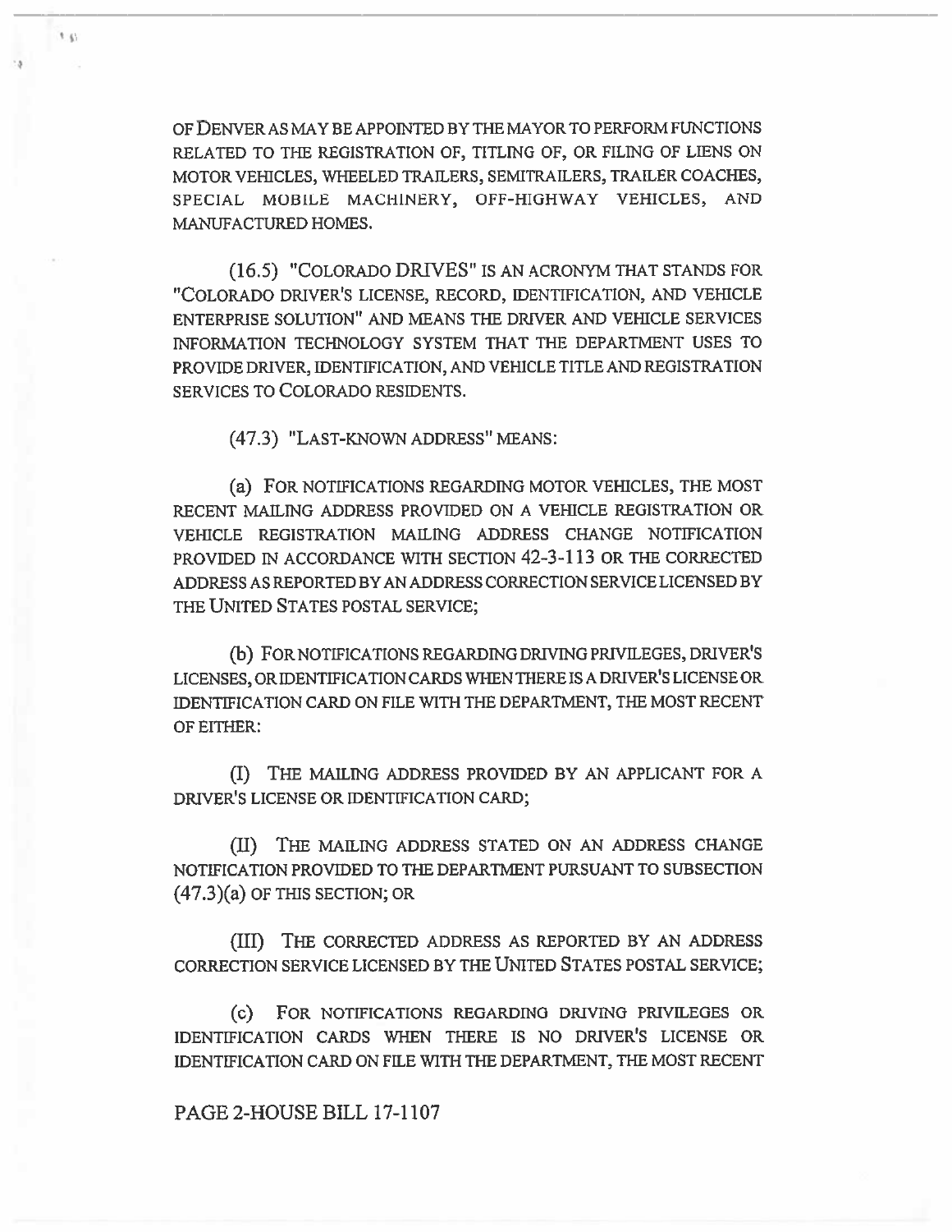OF DENVER AS MAY BE APPOINTED BY THE MAYOR TO PERFORM FUNCTIONS RELATED TO THE REGISTRATION OF, TITLING OF, OR FILING OF LIENS ON MOTOR VEHICLES, WHEELED TRAILERS, SEMITRAILERS, TRAILER COACHES, SPECIAL MOBILE MACHINERY, OFF-HIGHWAY VEHICLES, AND MANUFACTURED HOMES.

(16.5) "COLORADO DRIVES" IS AN ACRONYM THAT STANDS FOR "COLORADO DRIVER'S LICENSE, RECORD, IDENTIFICATION, AND VEHICLE ENTERPRISE SOLUTION" AND MEANS THE DRIVER AND VEHICLE SERVICES INFORMATION TECHNOLOGY SYSTEM THAT THE DEPARTMENT USES TO PROVIDE DRIVER, IDENTIFICATION, AND VEHICLE TITLE AND REGISTRATION SERVICES TO COLORADO RESIDENTS.

(47.3) "LAST-KNOWN ADDRESS" MEANS:

(a) FOR NOTIFICATIONS REGARDING MOTOR VEHICLES, THE MOST RECENT MAILING ADDRESS PROVIDED ON A VEHICLE REGISTRATION OR VEHICLE REGISTRATION MAILING ADDRESS CHANGE NOTIFICATION PROVIDED IN ACCORDANCE WITH SECTION 42-3-113 OR THE CORRECTED ADDRESS AS REPORTED BY AN ADDRESS CORRECTION SERVICE LICENSED BY THE UNITED STATES POSTAL SERVICE;

(b) FOR NOTIFICATIONS REGARDING DRIVING PRIVILEGES, DRIVER'S LICENSES, OR IDENTIFICATION CARDS WHEN THERE IS A DRIVER'S LICENSE OR IDENTIFICATION CARD ON FILE WITH THE DEPARTMENT, THE MOST RECENT OF EITHER:

(I) THE MAILING ADDRESS PROVIDED BY AN APPLICANT FOR A DRIVER'S LICENSE OR IDENTIFICATION CARD;

(II) THE MAILING ADDRESS STATED ON AN ADDRESS CHANGE NOTIFICATION PROVIDED TO THE DEPARTMENT PURSUANT TO SUBSECTION (47.3)(a) OF THIS SECTION; OR

(III) THE CORRECTED ADDRESS AS REPORTED BY AN ADDRESS CORRECTION SERVICE LICENSED BY THE UNITED STATES POSTAL SERVICE;

(c) FOR NOTIFICATIONS REGARDING DRIVING PRIVILEGES OR IDENTIFICATION CARDS WHEN THERE IS NO DRIVER'S LICENSE OR IDENTIFICATION CARD ON FILE WITH THE DEPARTMENT, THE MOST RECENT

PAGE 2-HOUSE BILL 17-1107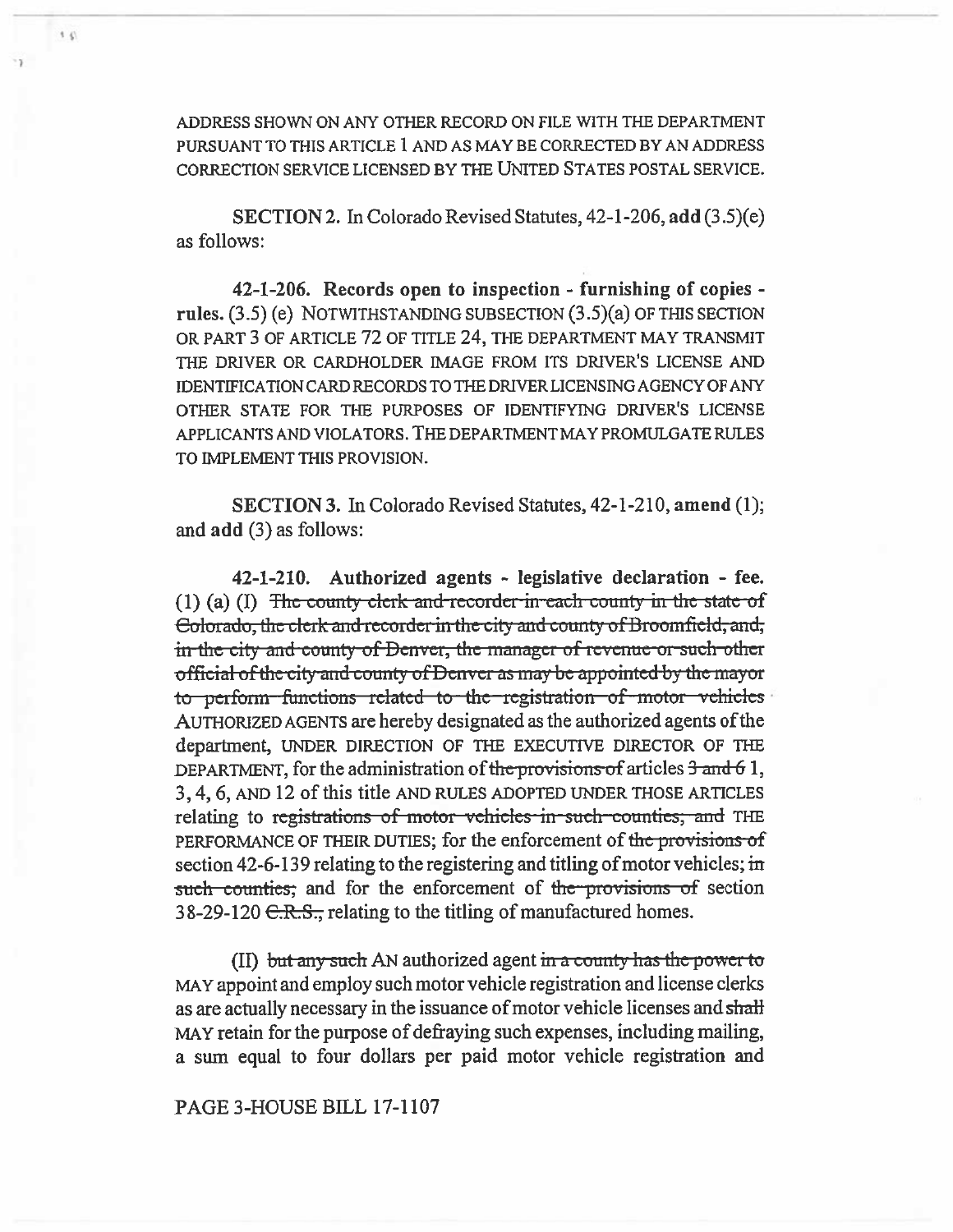ADDRESS SHOWN ON ANY OTHER RECORD ON FILE WITH THE DEPARTMENT PURSUANT TO THIS ARTICLE 1 AND AS MAY BE CORRECTED BY AN ADDRESS CORRECTION SERVICE LICENSED BY THE UNITED STATES POSTAL SERVICE.

**SECTION 2.** In Colorado Revised Statutes, 42-1-206, **add** (3.5)(e) as follows:

**42-1-206. Records open to inspection - furnishing of copies - rules.** (3.5) (e) NOTWITHSTANDING SUBSECTION (3.5)(a) OF THIS SECTION OR PART 3 OF ARTICLE 72 OF TITLE 24, THE DEPARTMENT MAY TRANSMIT THE DRIVER OR CARDHOLDER IMAGE FROM ITS DRIVER'S LICENSE AND IDENTIFICATION CARD RECORDS TO THE DRIVER LICENSING AGENCY OF ANY OTHER STATE FOR THE PURPOSES OF IDENTIFYING DRIVER'S LICENSE APPLICANTS AND VIOLATORS. THE DEPARTMENT MAY PROMULGATE RULES TO IMPLEMENT THIS PROVISION.

**SECTION 3.** In Colorado Revised Statutes, 42-1-210, **amend** (1); and **add** (3) as follows:

**42-1-210. Authorized agents - legislative declaration - fee.** (1) (a) (I) ~~The county clerk and recorder in each county in the state of Colorado, the clerk and recorder in the city and county of Broomfield, and, in the city and county of Denver, the manager of revenue or such other official of the city and county of Denver as may be appointed by the mayor to perform functions related to the registration of motor vehicles~~ AUTHORIZED AGENTS are hereby designated as the authorized agents of the department, UNDER DIRECTION OF THE EXECUTIVE DIRECTOR OF THE DEPARTMENT, for the administration of ~~the provisions of~~ articles ~~3 and 6~~ 1, 3, 4, 6, AND 12 of this title AND RULES ADOPTED UNDER THOSE ARTICLES relating to ~~registrations of motor vehicles in such counties; and~~ THE PERFORMANCE OF THEIR DUTIES; for the enforcement of ~~the provisions of~~ section 42-6-139 relating to the registering and titling of motor vehicles; ~~in such counties;~~ and for the enforcement of ~~the provisions of~~ section 38-29-120 ~~C.R.S.,~~ relating to the titling of manufactured homes.

(II) ~~but any such~~ AN authorized agent ~~in a county has the power to~~ MAY appoint and employ such motor vehicle registration and license clerks as are actually necessary in the issuance of motor vehicle licenses and ~~shall~~ MAY retain for the purpose of defraying such expenses, including mailing, a sum equal to four dollars per paid motor vehicle registration and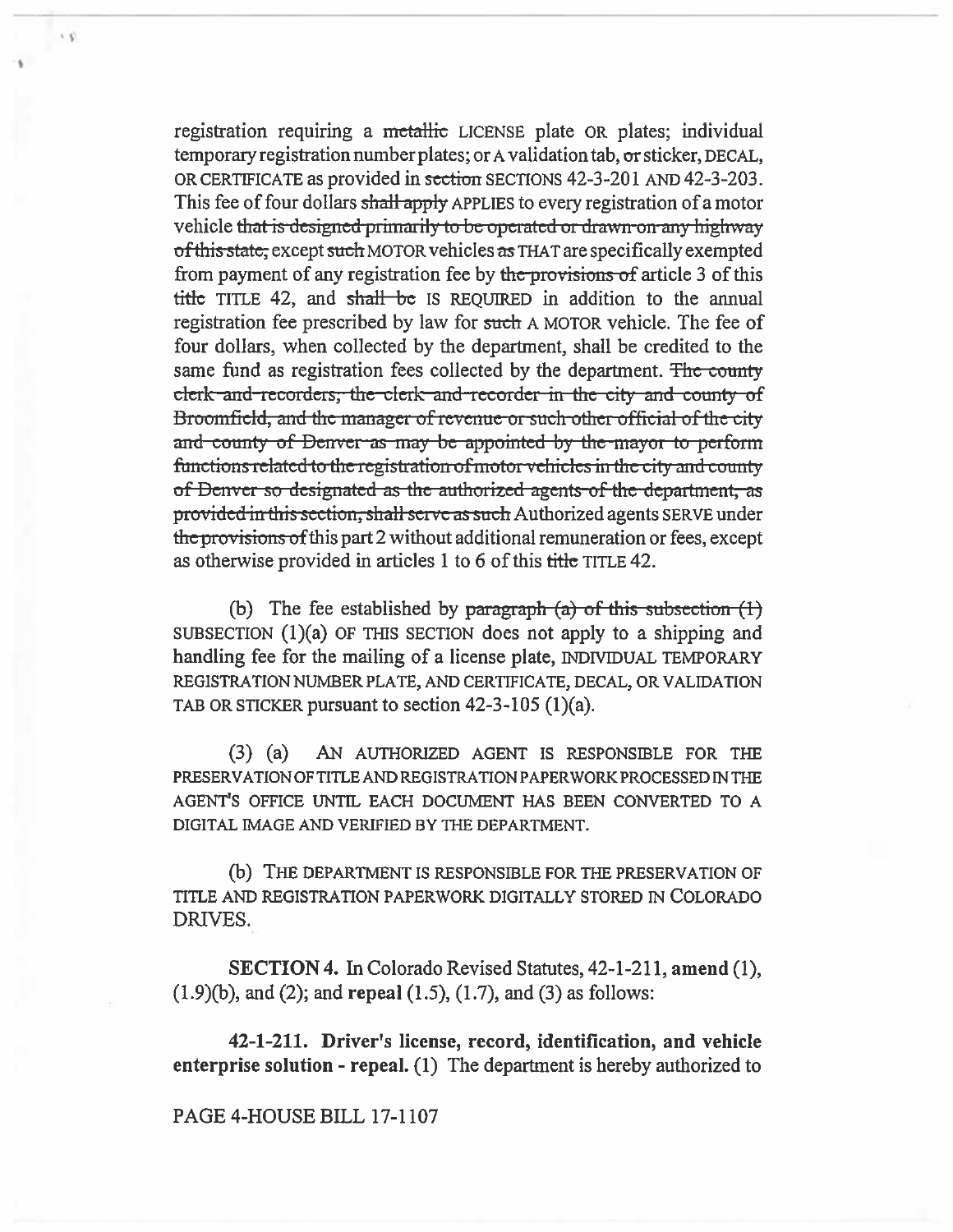registration requiring a ~~metallic~~ LICENSE plate OR plates; individual temporary registration number plates; or A validation tab, ~~or~~ sticker, DECAL, OR CERTIFICATE as provided in ~~section~~ SECTIONS 42-3-201 AND 42-3-203. This fee of four dollars ~~shall apply~~ APPLIES to every registration of a motor vehicle ~~that is designed primarily to be operated or drawn on any highway of this state,~~ except ~~such~~ MOTOR vehicles ~~as~~ THAT are specifically exempted from payment of any registration fee by ~~the provisions of~~ article 3 of this ~~title~~ TITLE 42, and ~~shall be~~ IS REQUIRED in addition to the annual registration fee prescribed by law for ~~such~~ A MOTOR vehicle. The fee of four dollars, when collected by the department, shall be credited to the same fund as registration fees collected by the department. ~~The county clerk and recorders, the clerk and recorder in the city and county of Broomfield, and the manager of revenue or such other official of the city and county of Denver as may be appointed by the mayor to perform functions related to the registration of motor vehicles in the city and county of Denver so designated as the authorized agents of the department, as provided in this section, shall serve as such~~ Authorized agents SERVE under ~~the provisions of~~ this part 2 without additional remuneration or fees, except as otherwise provided in articles 1 to 6 of this ~~title~~ TITLE 42.

(b) The fee established by ~~paragraph (a) of this subsection (1)~~ SUBSECTION (1)(a) OF THIS SECTION does not apply to a shipping and handling fee for the mailing of a license plate, INDIVIDUAL TEMPORARY REGISTRATION NUMBER PLATE, AND CERTIFICATE, DECAL, OR VALIDATION TAB OR STICKER pursuant to section 42-3-105 (1)(a).

(3) (a) AN AUTHORIZED AGENT IS RESPONSIBLE FOR THE PRESERVATION OF TITLE AND REGISTRATION PAPERWORK PROCESSED IN THE AGENT'S OFFICE UNTIL EACH DOCUMENT HAS BEEN CONVERTED TO A DIGITAL IMAGE AND VERIFIED BY THE DEPARTMENT.

(b) THE DEPARTMENT IS RESPONSIBLE FOR THE PRESERVATION OF TITLE AND REGISTRATION PAPERWORK DIGITALLY STORED IN COLORADO DRIVES.

**SECTION 4.** In Colorado Revised Statutes, 42-1-211, **amend** (1), (1.9)(b), and (2); and **repeal** (1.5), (1.7), and (3) as follows:

**42-1-211. Driver's license, record, identification, and vehicle enterprise solution - repeal.** (1) The department is hereby authorized to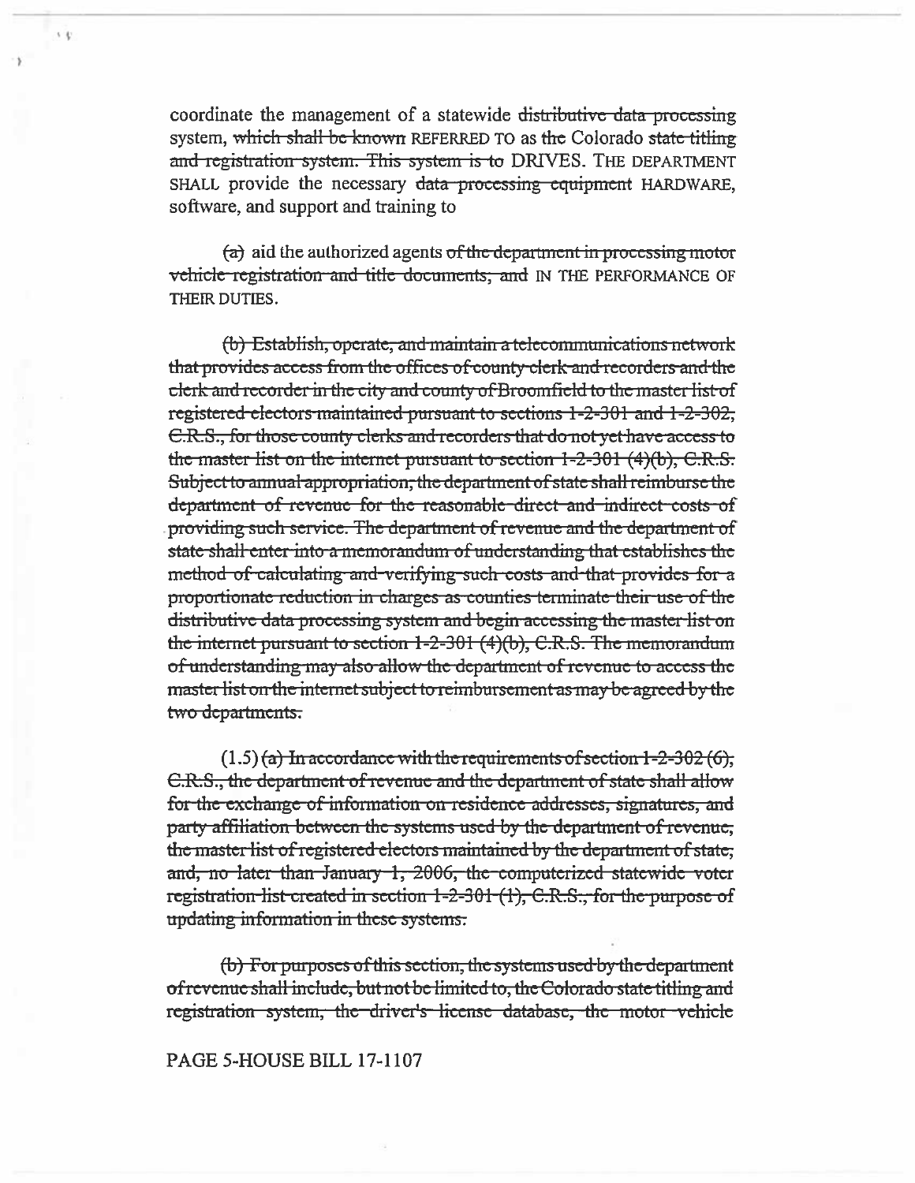coordinate the management of a statewide ~~distributive data processing~~ system, ~~which shall be known~~ REFERRED TO as the Colorado ~~state titling and registration system. This system is to~~ DRIVES. THE DEPARTMENT SHALL provide the necessary ~~data processing equipment~~ HARDWARE, software, and support and training to

~~(a)~~ aid the authorized agents ~~of the department in processing motor vehicle registration and title documents; and~~ IN THE PERFORMANCE OF THEIR DUTIES.

~~(b) Establish, operate, and maintain a telecommunications network that provides access from the offices of county clerk and recorders and the clerk and recorder in the city and county of Broomfield to the master list of registered electors maintained pursuant to sections 1-2-301 and 1-2-302, C.R.S., for those county clerks and recorders that do not yet have access to the master list on the internet pursuant to section 1-2-301 (4)(b), C.R.S. Subject to annual appropriation, the department of state shall reimburse the department of revenue for the reasonable direct and indirect costs of providing such service. The department of revenue and the department of state shall enter into a memorandum of understanding that establishes the method of calculating and verifying such costs and that provides for a proportionate reduction in charges as counties terminate their use of the distributive data processing system and begin accessing the master list on the internet pursuant to section 1-2-301 (4)(b), C.R.S. The memorandum of understanding may also allow the department of revenue to access the master list on the internet subject to reimbursement as may be agreed by the two departments.~~

(1.5) ~~(a) In accordance with the requirements of section 1-2-302 (6), C.R.S., the department of revenue and the department of state shall allow for the exchange of information on residence addresses, signatures, and party affiliation between the systems used by the department of revenue, the master list of registered electors maintained by the department of state, and, no later than January 1, 2006, the computerized statewide voter registration list created in section 1-2-301 (1), C.R.S., for the purpose of updating information in these systems.~~

~~(b) For purposes of this section, the systems used by the department of revenue shall include, but not be limited to, the Colorado state titling and registration system, the driver's license database, the motor vehicle~~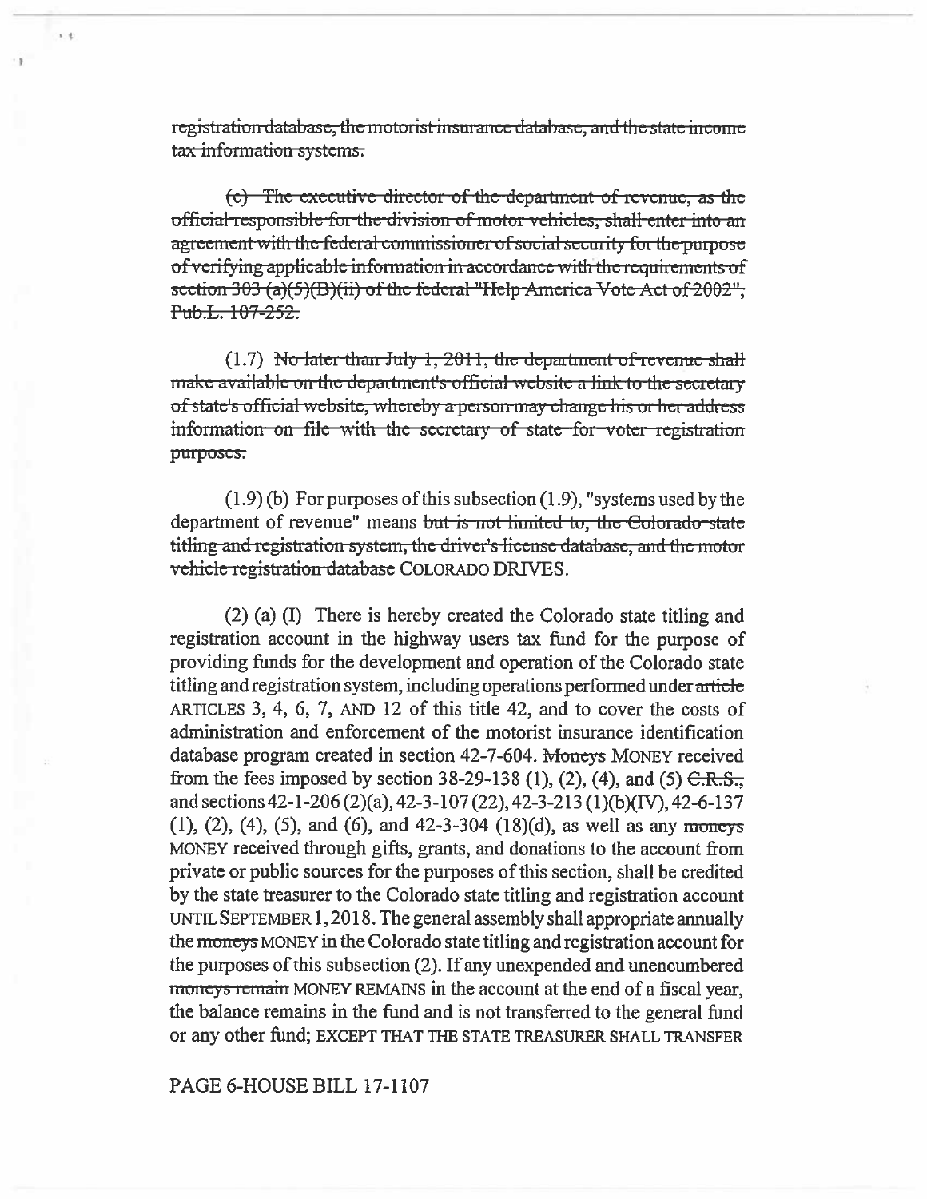~~registration database, the motorist insurance database, and the state income tax information systems.~~

~~(c) The executive director of the department of revenue, as the official responsible for the division of motor vehicles, shall enter into an agreement with the federal commissioner of social security for the purpose of verifying applicable information in accordance with the requirements of section 303 (a)(5)(B)(ii) of the federal "Help America Vote Act of 2002", Pub.L. 107-252.~~

(1.7) ~~No later than July 1, 2011, the department of revenue shall make available on the department's official website a link to the secretary of state's official website, whereby a person may change his or her address information on file with the secretary of state for voter registration purposes.~~

(1.9) (b) For purposes of this subsection (1.9), "systems used by the department of revenue" means ~~but is not limited to, the Colorado state titling and registration system, the driver's license database, and the motor vehicle registration database~~ COLORADO DRIVES.

(2) (a) (I) There is hereby created the Colorado state titling and registration account in the highway users tax fund for the purpose of providing funds for the development and operation of the Colorado state titling and registration system, including operations performed under ~~article~~ ARTICLES 3, 4, 6, 7, AND 12 of this title 42, and to cover the costs of administration and enforcement of the motorist insurance identification database program created in section 42-7-604. ~~Moneys~~ MONEY received from the fees imposed by section 38-29-138 (1), (2), (4), and (5) ~~C.R.S.,~~ and sections 42-1-206 (2)(a), 42-3-107 (22), 42-3-213 (1)(b)(IV), 42-6-137 (1), (2), (4), (5), and (6), and 42-3-304 (18)(d), as well as any ~~moneys~~ MONEY received through gifts, grants, and donations to the account from private or public sources for the purposes of this section, shall be credited by the state treasurer to the Colorado state titling and registration account UNTIL SEPTEMBER 1, 2018. The general assembly shall appropriate annually the ~~moneys~~ MONEY in the Colorado state titling and registration account for the purposes of this subsection (2). If any unexpended and unencumbered ~~moneys remain~~ MONEY REMAINS in the account at the end of a fiscal year, the balance remains in the fund and is not transferred to the general fund or any other fund; EXCEPT THAT THE STATE TREASURER SHALL TRANSFER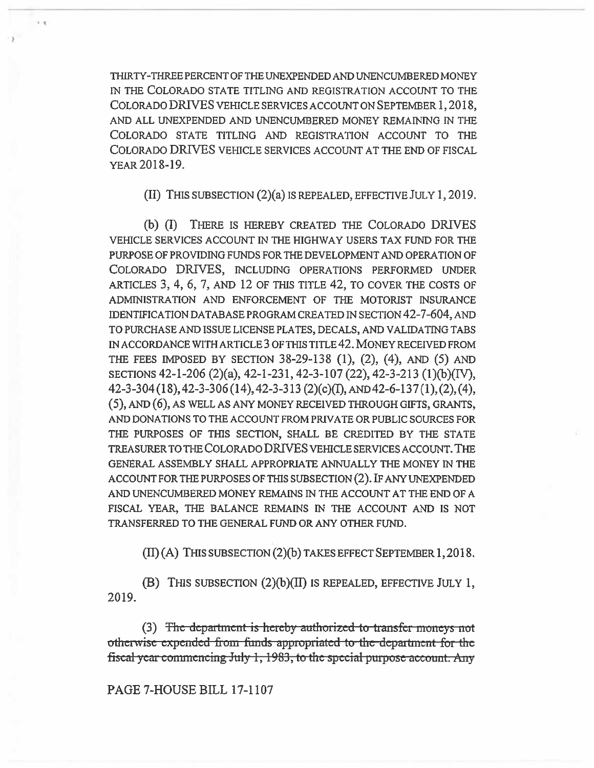THIRTY-THREE PERCENT OF THE UNEXPENDED AND UNENCUMBERED MONEY IN THE COLORADO STATE TITLING AND REGISTRATION ACCOUNT TO THE COLORADO DRIVES VEHICLE SERVICES ACCOUNT ON SEPTEMBER 1, 2018, AND ALL UNEXPENDED AND UNENCUMBERED MONEY REMAINING IN THE COLORADO STATE TITLING AND REGISTRATION ACCOUNT TO THE COLORADO DRIVES VEHICLE SERVICES ACCOUNT AT THE END OF FISCAL YEAR 2018-19.

(II) THIS SUBSECTION (2)(a) IS REPEALED, EFFECTIVE JULY 1, 2019.

(b) (I) THERE IS HEREBY CREATED THE COLORADO DRIVES VEHICLE SERVICES ACCOUNT IN THE HIGHWAY USERS TAX FUND FOR THE PURPOSE OF PROVIDING FUNDS FOR THE DEVELOPMENT AND OPERATION OF COLORADO DRIVES, INCLUDING OPERATIONS PERFORMED UNDER ARTICLES 3, 4, 6, 7, AND 12 OF THIS TITLE 42, TO COVER THE COSTS OF ADMINISTRATION AND ENFORCEMENT OF THE MOTORIST INSURANCE IDENTIFICATION DATABASE PROGRAM CREATED IN SECTION 42-7-604, AND TO PURCHASE AND ISSUE LICENSE PLATES, DECALS, AND VALIDATING TABS IN ACCORDANCE WITH ARTICLE 3 OF THIS TITLE 42. MONEY RECEIVED FROM THE FEES IMPOSED BY SECTION 38-29-138 (1), (2), (4), AND (5) AND SECTIONS 42-1-206 (2)(a), 42-1-231, 42-3-107 (22), 42-3-213 (1)(b)(IV), 42-3-304 (18), 42-3-306 (14), 42-3-313 (2)(c)(I), AND 42-6-137 (1), (2), (4), (5), AND (6), AS WELL AS ANY MONEY RECEIVED THROUGH GIFTS, GRANTS, AND DONATIONS TO THE ACCOUNT FROM PRIVATE OR PUBLIC SOURCES FOR THE PURPOSES OF THIS SECTION, SHALL BE CREDITED BY THE STATE TREASURER TO THE COLORADO DRIVES VEHICLE SERVICES ACCOUNT. THE GENERAL ASSEMBLY SHALL APPROPRIATE ANNUALLY THE MONEY IN THE ACCOUNT FOR THE PURPOSES OF THIS SUBSECTION (2). IF ANY UNEXPENDED AND UNENCUMBERED MONEY REMAINS IN THE ACCOUNT AT THE END OF A FISCAL YEAR, THE BALANCE REMAINS IN THE ACCOUNT AND IS NOT TRANSFERRED TO THE GENERAL FUND OR ANY OTHER FUND.

(II) (A) THIS SUBSECTION (2)(b) TAKES EFFECT SEPTEMBER 1, 2018.

(B) THIS SUBSECTION (2)(b)(II) IS REPEALED, EFFECTIVE JULY 1, 2019.

(3) ~~The department is hereby authorized to transfer moneys not otherwise expended from funds appropriated to the department for the fiscal year commencing July 1, 1983, to the special purpose account. Any~~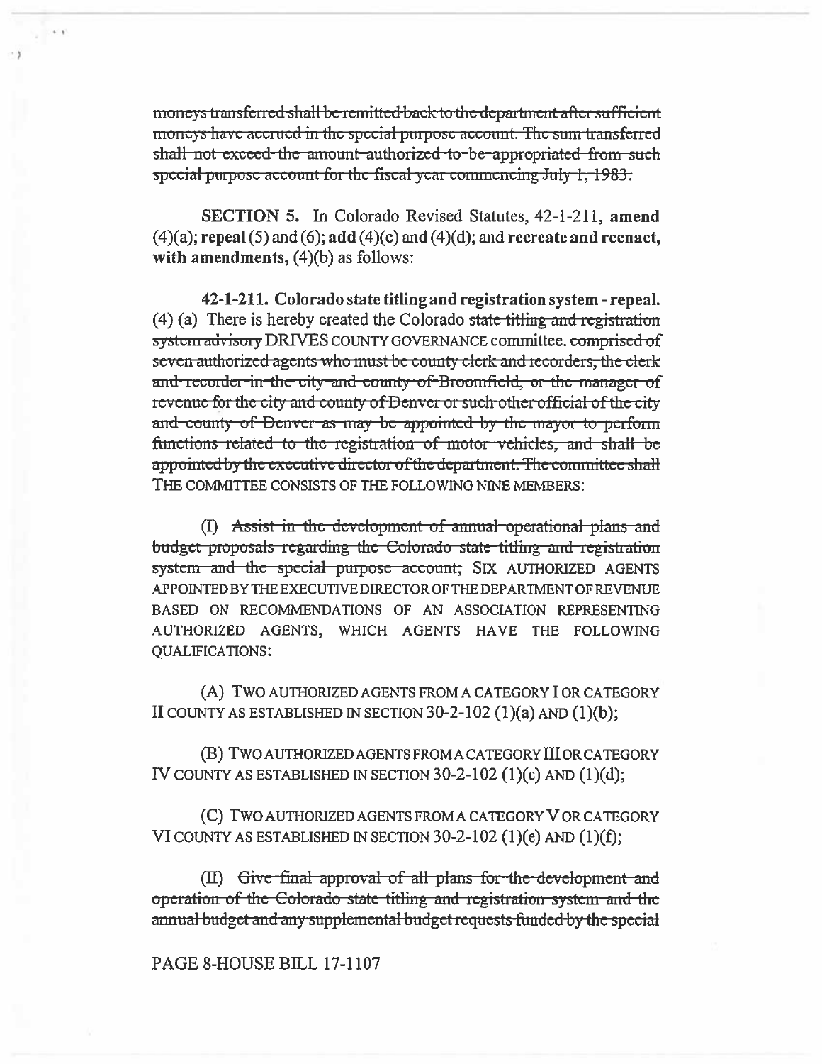~~moneys transferred shall be remitted back to the department after sufficient moneys have accrued in the special purpose account. The sum transferred shall not exceed the amount authorized to be appropriated from such special purpose account for the fiscal year commencing July 1, 1983.~~

**SECTION 5.** In Colorado Revised Statutes, 42-1-211, **amend** (4)(a); **repeal** (5) and (6); **add** (4)(c) and (4)(d); and **recreate and reenact, with amendments,** (4)(b) as follows:

**42-1-211. Colorado state titling and registration system - repeal.** (4) (a) There is hereby created the Colorado ~~state titling and registration system advisory~~ DRIVES COUNTY GOVERNANCE committee. ~~comprised of seven authorized agents who must be county clerk and recorders, the clerk and recorder in the city and county of Broomfield, or the manager of revenue for the city and county of Denver or such other official of the city and county of Denver as may be appointed by the mayor to perform functions related to the registration of motor vehicles, and shall be appointed by the executive director of the department. The committee shall~~ THE COMMITTEE CONSISTS OF THE FOLLOWING NINE MEMBERS:

(I) ~~Assist in the development of annual operational plans and budget proposals regarding the Colorado state titling and registration system and the special purpose account;~~ SIX AUTHORIZED AGENTS APPOINTED BY THE EXECUTIVE DIRECTOR OF THE DEPARTMENT OF REVENUE BASED ON RECOMMENDATIONS OF AN ASSOCIATION REPRESENTING AUTHORIZED AGENTS, WHICH AGENTS HAVE THE FOLLOWING QUALIFICATIONS:

(A) TWO AUTHORIZED AGENTS FROM A CATEGORY I OR CATEGORY II COUNTY AS ESTABLISHED IN SECTION 30-2-102 (1)(a) AND (1)(b);

(B) TWO AUTHORIZED AGENTS FROM A CATEGORY III OR CATEGORY IV COUNTY AS ESTABLISHED IN SECTION 30-2-102 (1)(c) AND (1)(d);

(C) TWO AUTHORIZED AGENTS FROM A CATEGORY V OR CATEGORY VI COUNTY AS ESTABLISHED IN SECTION 30-2-102 (1)(e) AND (1)(f);

(II) ~~Give final approval of all plans for the development and operation of the Colorado state titling and registration system and the annual budget and any supplemental budget requests funded by the special~~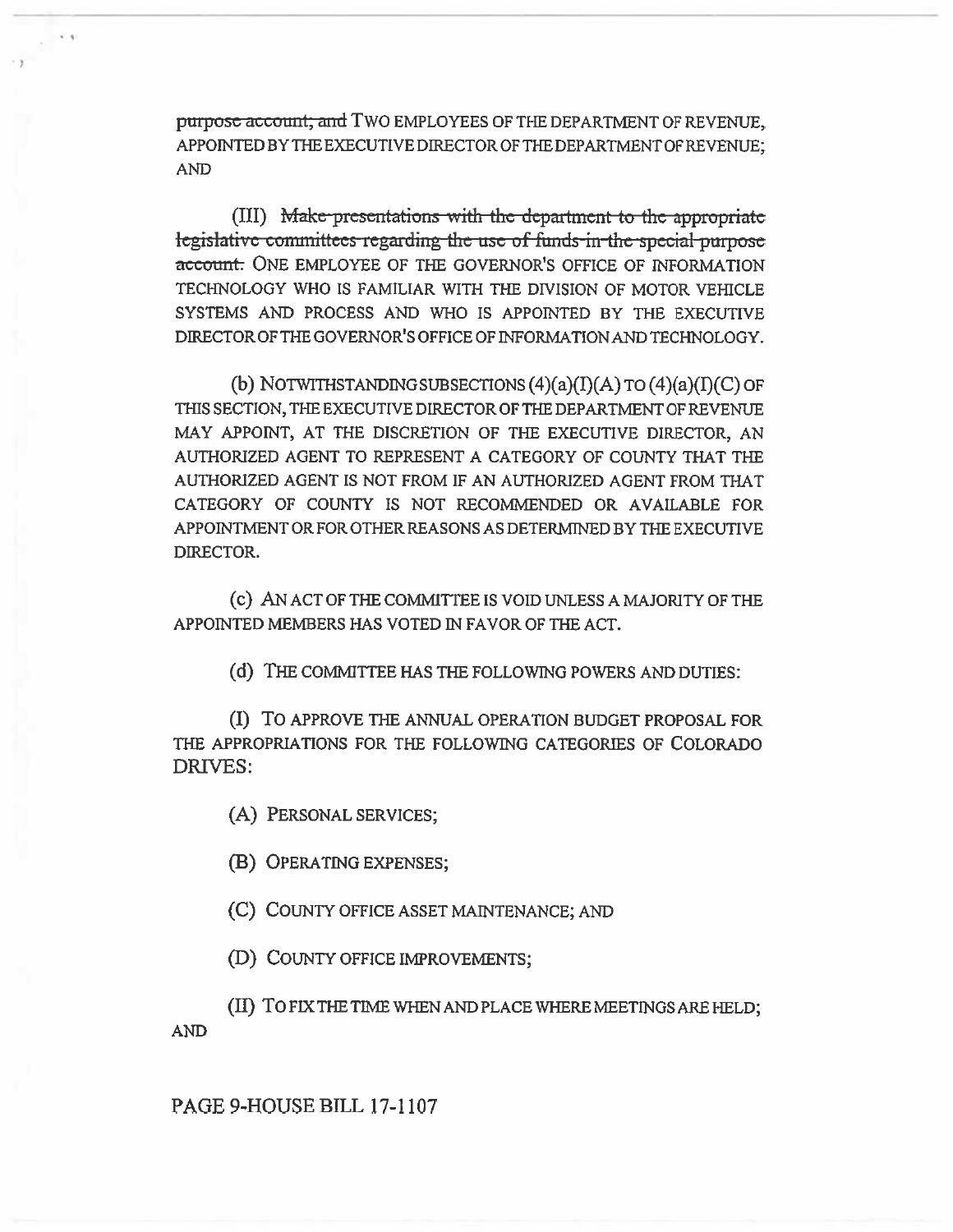~~purpose account; and~~ TWO EMPLOYEES OF THE DEPARTMENT OF REVENUE, APPOINTED BY THE EXECUTIVE DIRECTOR OF THE DEPARTMENT OF REVENUE; AND

(III) ~~Make presentations with the department to the appropriate legislative committees regarding the use of funds in the special purpose account.~~ ONE EMPLOYEE OF THE GOVERNOR'S OFFICE OF INFORMATION TECHNOLOGY WHO IS FAMILIAR WITH THE DIVISION OF MOTOR VEHICLE SYSTEMS AND PROCESS AND WHO IS APPOINTED BY THE EXECUTIVE DIRECTOR OF THE GOVERNOR'S OFFICE OF INFORMATION AND TECHNOLOGY.

(b) NOTWITHSTANDING SUBSECTIONS (4)(a)(I)(A) TO (4)(a)(I)(C) OF THIS SECTION, THE EXECUTIVE DIRECTOR OF THE DEPARTMENT OF REVENUE MAY APPOINT, AT THE DISCRETION OF THE EXECUTIVE DIRECTOR, AN AUTHORIZED AGENT TO REPRESENT A CATEGORY OF COUNTY THAT THE AUTHORIZED AGENT IS NOT FROM IF AN AUTHORIZED AGENT FROM THAT CATEGORY OF COUNTY IS NOT RECOMMENDED OR AVAILABLE FOR APPOINTMENT OR FOR OTHER REASONS AS DETERMINED BY THE EXECUTIVE DIRECTOR.

(c) AN ACT OF THE COMMITTEE IS VOID UNLESS A MAJORITY OF THE APPOINTED MEMBERS HAS VOTED IN FAVOR OF THE ACT.

(d) THE COMMITTEE HAS THE FOLLOWING POWERS AND DUTIES:

(I) TO APPROVE THE ANNUAL OPERATION BUDGET PROPOSAL FOR THE APPROPRIATIONS FOR THE FOLLOWING CATEGORIES OF COLORADO DRIVES:

(A) PERSONAL SERVICES;

(B) OPERATING EXPENSES;

(C) COUNTY OFFICE ASSET MAINTENANCE; AND

(D) COUNTY OFFICE IMPROVEMENTS;

(II) TO FIX THE TIME WHEN AND PLACE WHERE MEETINGS ARE HELD; AND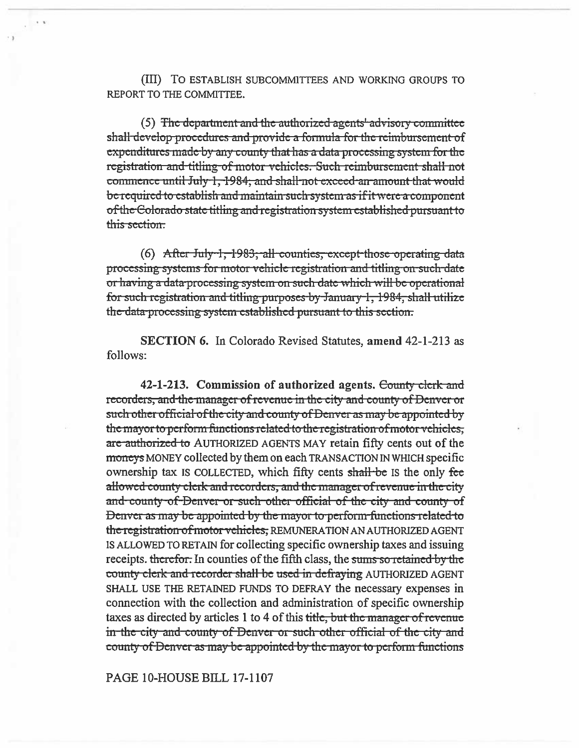(III) TO ESTABLISH SUBCOMMITTEES AND WORKING GROUPS TO REPORT TO THE COMMITTEE.

(5) ~~The department and the authorized agents' advisory committee shall develop procedures and provide a formula for the reimbursement of expenditures made by any county that has a data processing system for the registration and titling of motor vehicles. Such reimbursement shall not commence until July 1, 1984, and shall not exceed an amount that would be required to establish and maintain such system as if it were a component of the Colorado state titling and registration system established pursuant to this section.~~

(6) ~~After July 1, 1983, all counties, except those operating data processing systems for motor vehicle registration and titling on such date or having a data processing system on such date which will be operational for such registration and titling purposes by January 1, 1984, shall utilize the data processing system established pursuant to this section.~~

**SECTION 6.** In Colorado Revised Statutes, **amend** 42-1-213 as follows:

**42-1-213. Commission of authorized agents.** ~~County clerk and recorders, and the manager of revenue in the city and county of Denver or such other official of the city and county of Denver as may be appointed by the mayor to perform functions related to the registration of motor vehicles, are authorized to~~ AUTHORIZED AGENTS MAY retain fifty cents out of the ~~moneys~~ MONEY collected by them on each TRANSACTION IN WHICH specific ownership tax IS COLLECTED, which fifty cents ~~shall be~~ IS the only ~~fee allowed county clerk and recorders, and the manager of revenue in the city and county of Denver or such other official of the city and county of Denver as may be appointed by the mayor to perform functions related to the registration of motor vehicles,~~ REMUNERATION AN AUTHORIZED AGENT IS ALLOWED TO RETAIN for collecting specific ownership taxes and issuing receipts. ~~therefor.~~ In counties of the fifth class, the ~~sums so retained by the county clerk and recorder shall be used in defraying~~ AUTHORIZED AGENT SHALL USE THE RETAINED FUNDS TO DEFRAY the necessary expenses in connection with the collection and administration of specific ownership taxes as directed by articles 1 to 4 of this ~~title, but the manager of revenue in the city and county of Denver or such other official of the city and county of Denver as may be appointed by the mayor to perform functions~~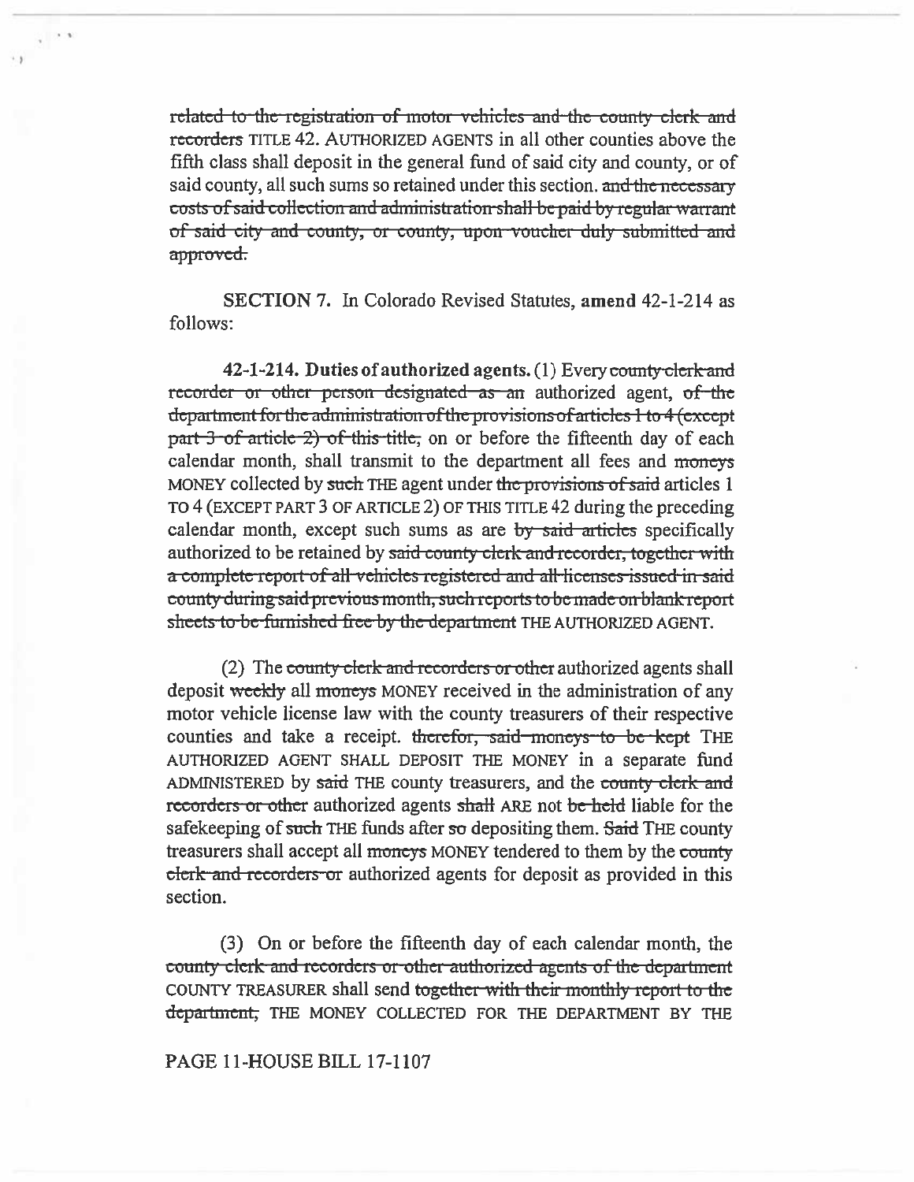~~related to the registration of motor vehicles and the county clerk and recorders~~ TITLE 42. AUTHORIZED AGENTS in all other counties above the fifth class shall deposit in the general fund of said city and county, or of said county, all such sums so retained under this section. ~~and the necessary costs of said collection and administration shall be paid by regular warrant of said city and county, or county, upon voucher duly submitted and approved.~~

**SECTION 7.** In Colorado Revised Statutes, **amend** 42-1-214 as follows:

**42-1-214. Duties of authorized agents.** (1) Every ~~county clerk and recorder or other person designated as an~~ authorized agent, ~~of the department for the administration of the provisions of articles 1 to 4 (except part 3 of article 2) of this title,~~ on or before the fifteenth day of each calendar month, shall transmit to the department all fees and ~~moneys~~ MONEY collected by ~~such~~ THE agent under ~~the provisions of said~~ articles 1 TO 4 (EXCEPT PART 3 OF ARTICLE 2) OF THIS TITLE 42 during the preceding calendar month, except such sums as are ~~by said articles~~ specifically authorized to be retained by ~~said county clerk and recorder, together with a complete report of all vehicles registered and all licenses issued in said county during said previous month, such reports to be made on blank report sheets to be furnished free by the department~~ THE AUTHORIZED AGENT.

(2) The ~~county clerk and recorders or other~~ authorized agents shall deposit ~~weekly~~ all ~~moneys~~ MONEY received in the administration of any motor vehicle license law with the county treasurers of their respective counties and take a receipt. ~~therefor, said moneys to be kept~~ THE AUTHORIZED AGENT SHALL DEPOSIT THE MONEY in a separate fund ADMINISTERED by ~~said~~ THE county treasurers, and the ~~county clerk and recorders or other~~ authorized agents ~~shall~~ ARE not ~~be held~~ liable for the safekeeping of ~~such~~ THE funds after ~~so~~ depositing them. ~~Said~~ THE county treasurers shall accept all ~~moneys~~ MONEY tendered to them by the ~~county clerk and recorders or~~ authorized agents for deposit as provided in this section.

(3) On or before the fifteenth day of each calendar month, the ~~county clerk and recorders or other authorized agents of the department~~ COUNTY TREASURER shall send ~~together with their monthly report to the department,~~ THE MONEY COLLECTED FOR THE DEPARTMENT BY THE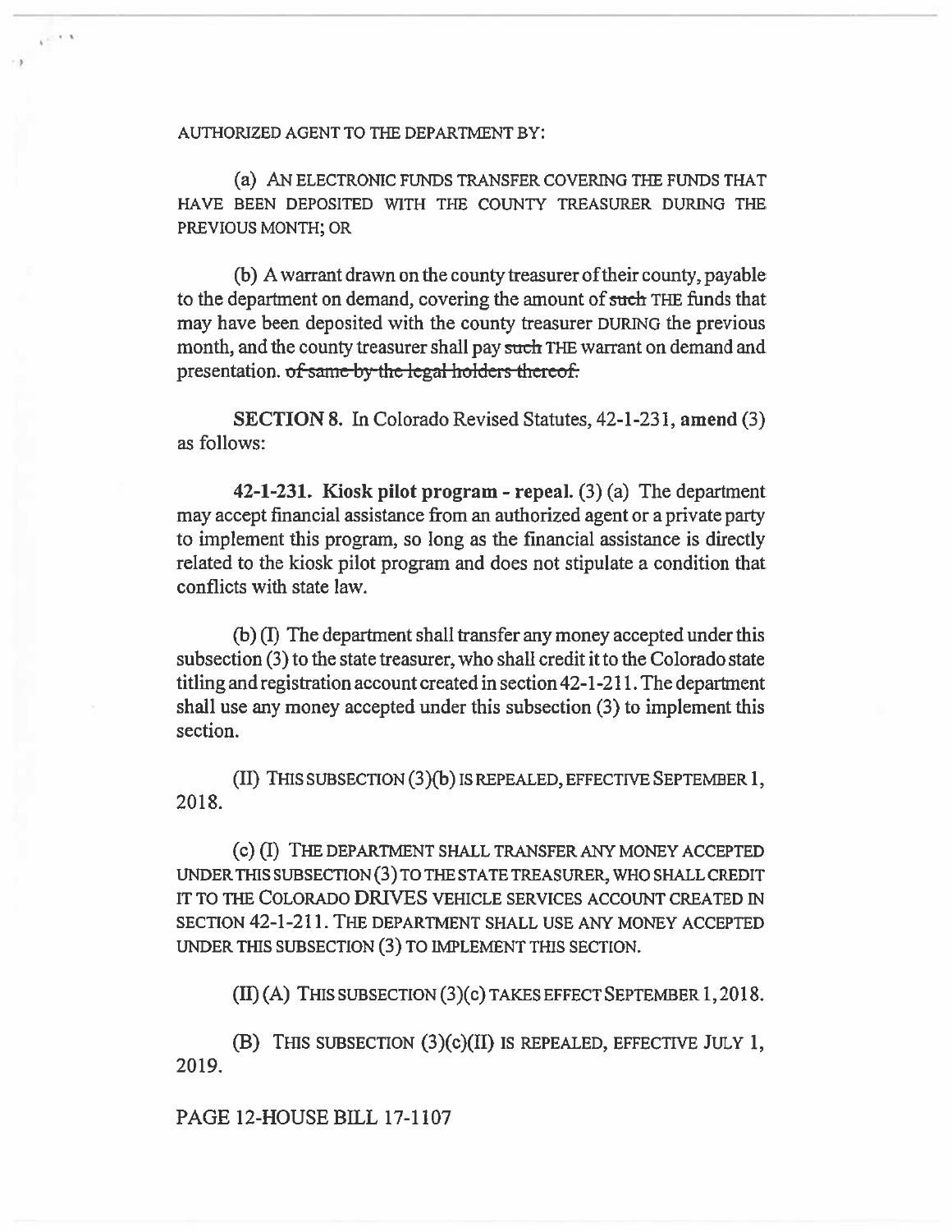AUTHORIZED AGENT TO THE DEPARTMENT BY:

(a) AN ELECTRONIC FUNDS TRANSFER COVERING THE FUNDS THAT HAVE BEEN DEPOSITED WITH THE COUNTY TREASURER DURING THE PREVIOUS MONTH; OR

(b) A warrant drawn on the county treasurer of their county, payable to the department on demand, covering the amount of ~~such~~ THE funds that may have been deposited with the county treasurer DURING the previous month, and the county treasurer shall pay ~~such~~ THE warrant on demand and presentation. ~~of same by the legal holders thereof.~~

**SECTION 8.** In Colorado Revised Statutes, 42-1-231, **amend** (3) as follows:

**42-1-231. Kiosk pilot program - repeal.** (3) (a) The department may accept financial assistance from an authorized agent or a private party to implement this program, so long as the financial assistance is directly related to the kiosk pilot program and does not stipulate a condition that conflicts with state law.

(b) (I) The department shall transfer any money accepted under this subsection (3) to the state treasurer, who shall credit it to the Colorado state titling and registration account created in section 42-1-211. The department shall use any money accepted under this subsection (3) to implement this section.

(II) THIS SUBSECTION (3)(b) IS REPEALED, EFFECTIVE SEPTEMBER 1, 2018.

(c) (I) THE DEPARTMENT SHALL TRANSFER ANY MONEY ACCEPTED UNDER THIS SUBSECTION (3) TO THE STATE TREASURER, WHO SHALL CREDIT IT TO THE COLORADO DRIVES VEHICLE SERVICES ACCOUNT CREATED IN SECTION 42-1-211. THE DEPARTMENT SHALL USE ANY MONEY ACCEPTED UNDER THIS SUBSECTION (3) TO IMPLEMENT THIS SECTION.

(II) (A) THIS SUBSECTION (3)(c) TAKES EFFECT SEPTEMBER 1, 2018.

(B) THIS SUBSECTION (3)(c)(II) IS REPEALED, EFFECTIVE JULY 1, 2019.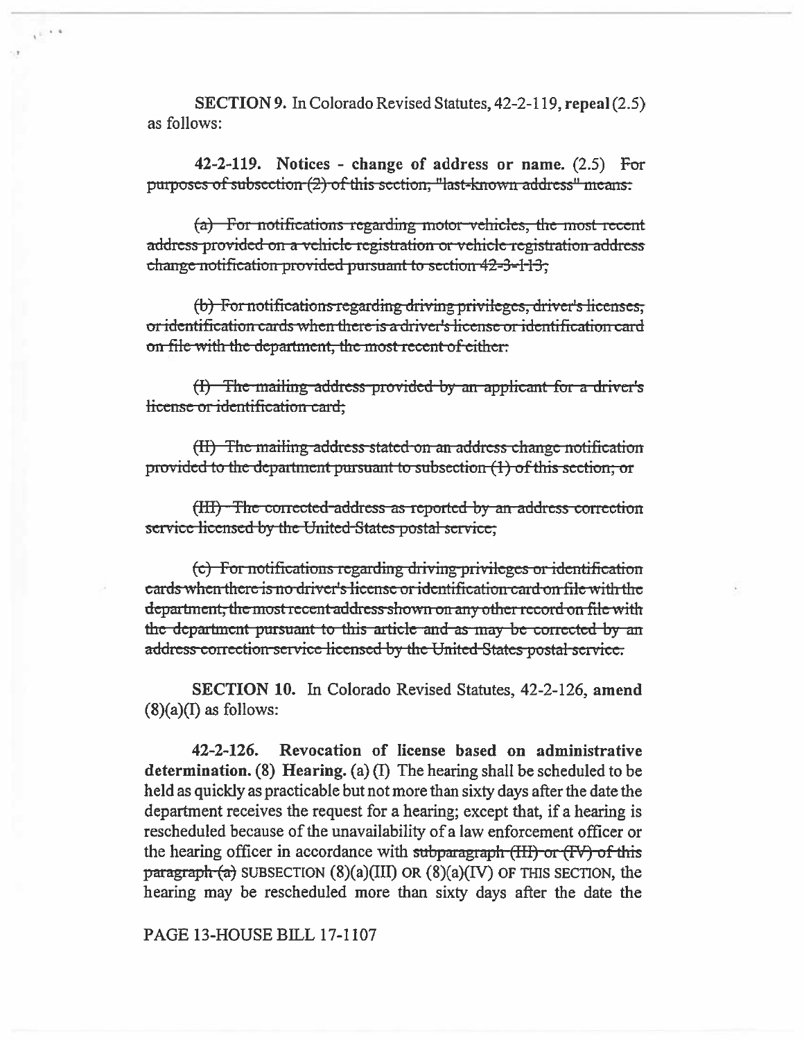**SECTION 9.** In Colorado Revised Statutes, 42-2-119, **repeal** (2.5) as follows:

**42-2-119. Notices - change of address or name.** (2.5) ~~For purposes of subsection (2) of this section, "last-known address" means:~~

~~(a) For notifications regarding motor vehicles, the most recent address provided on a vehicle registration or vehicle registration address change notification provided pursuant to section 42-3-113;~~

~~(b) For notifications regarding driving privileges, driver's licenses, or identification cards when there is a driver's license or identification card on file with the department, the most recent of either:~~

~~(I) The mailing address provided by an applicant for a driver's license or identification card;~~

~~(II) The mailing address stated on an address change notification provided to the department pursuant to subsection (1) of this section; or~~

~~(III) The corrected address as reported by an address correction service licensed by the United States postal service;~~

~~(c) For notifications regarding driving privileges or identification cards when there is no driver's license or identification card on file with the department, the most recent address shown on any other record on file with the department pursuant to this article and as may be corrected by an address correction service licensed by the United States postal service.~~

**SECTION 10.** In Colorado Revised Statutes, 42-2-126, **amend** (8)(a)(I) as follows:

**42-2-126. Revocation of license based on administrative determination.** (8) **Hearing.** (a) (I) The hearing shall be scheduled to be held as quickly as practicable but not more than sixty days after the date the department receives the request for a hearing; except that, if a hearing is rescheduled because of the unavailability of a law enforcement officer or the hearing officer in accordance with ~~subparagraph (III) or (IV) of this paragraph (a)~~ SUBSECTION (8)(a)(III) OR (8)(a)(IV) OF THIS SECTION, the hearing may be rescheduled more than sixty days after the date the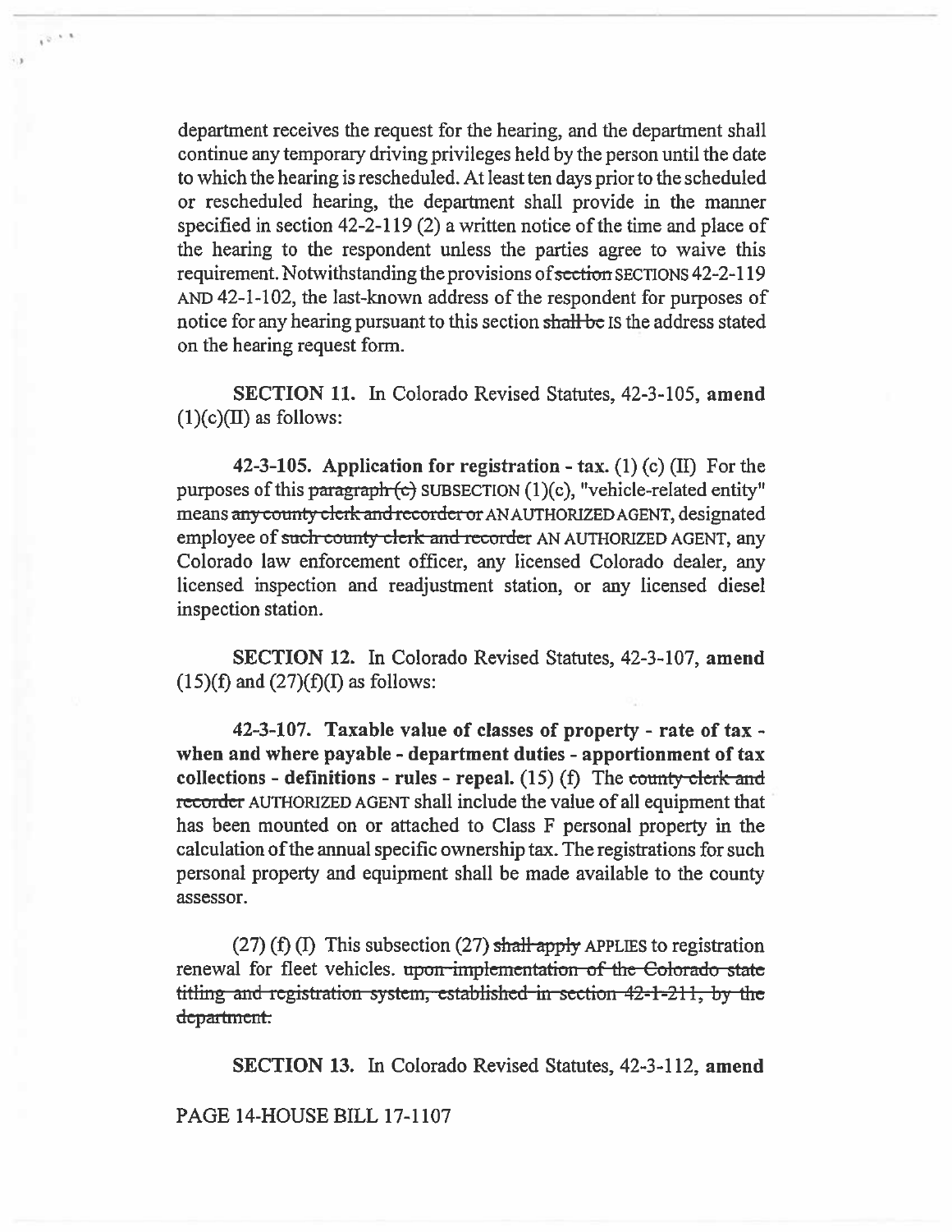department receives the request for the hearing, and the department shall continue any temporary driving privileges held by the person until the date to which the hearing is rescheduled. At least ten days prior to the scheduled or rescheduled hearing, the department shall provide in the manner specified in section 42-2-119 (2) a written notice of the time and place of the hearing to the respondent unless the parties agree to waive this requirement. Notwithstanding the provisions of ~~section~~ SECTIONS 42-2-119 AND 42-1-102, the last-known address of the respondent for purposes of notice for any hearing pursuant to this section ~~shall be~~ IS the address stated on the hearing request form.

**SECTION 11.** In Colorado Revised Statutes, 42-3-105, **amend** (1)(c)(II) as follows:

**42-3-105. Application for registration - tax.** (1) (c) (II) For the purposes of this ~~paragraph (c)~~ SUBSECTION (1)(c), "vehicle-related entity" means ~~any county clerk and recorder or~~ AN AUTHORIZED AGENT, designated employee of ~~such county clerk and recorder~~ AN AUTHORIZED AGENT, any Colorado law enforcement officer, any licensed Colorado dealer, any licensed inspection and readjustment station, or any licensed diesel inspection station.

**SECTION 12.** In Colorado Revised Statutes, 42-3-107, **amend** (15)(f) and (27)(f)(I) as follows:

**42-3-107. Taxable value of classes of property - rate of tax - when and where payable - department duties - apportionment of tax collections - definitions - rules - repeal.** (15) (f) The ~~county clerk and recorder~~ AUTHORIZED AGENT shall include the value of all equipment that has been mounted on or attached to Class F personal property in the calculation of the annual specific ownership tax. The registrations for such personal property and equipment shall be made available to the county assessor.

(27) (f) (I) This subsection (27) ~~shall apply~~ APPLIES to registration renewal for fleet vehicles. ~~upon implementation of the Colorado state titling and registration system, established in section 42-1-211, by the department.~~

**SECTION 13.** In Colorado Revised Statutes, 42-3-112, **amend**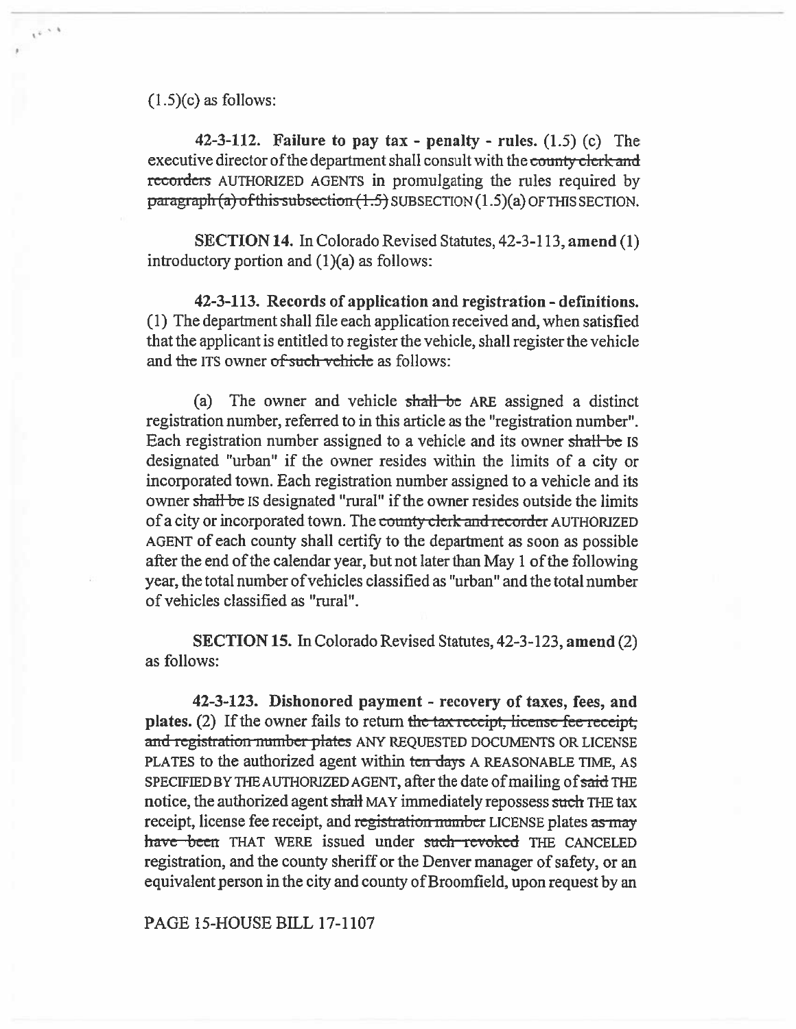(1.5)(c) as follows:

**42-3-112. Failure to pay tax - penalty - rules.** (1.5) (c) The executive director of the department shall consult with the ~~county clerk and recorders~~ AUTHORIZED AGENTS in promulgating the rules required by ~~paragraph (a) of this subsection (1.5)~~ SUBSECTION (1.5)(a) OF THIS SECTION.

**SECTION 14.** In Colorado Revised Statutes, 42-3-113, **amend** (1) introductory portion and (1)(a) as follows:

**42-3-113. Records of application and registration - definitions.** (1) The department shall file each application received and, when satisfied that the applicant is entitled to register the vehicle, shall register the vehicle and ~~the~~ ITS owner ~~of such vehicle~~ as follows:

(a) The owner and vehicle ~~shall be~~ ARE assigned a distinct registration number, referred to in this article as the "registration number". Each registration number assigned to a vehicle and its owner ~~shall be~~ IS designated "urban" if the owner resides within the limits of a city or incorporated town. Each registration number assigned to a vehicle and its owner ~~shall be~~ IS designated "rural" if the owner resides outside the limits of a city or incorporated town. The ~~county clerk and recorder~~ AUTHORIZED AGENT of each county shall certify to the department as soon as possible after the end of the calendar year, but not later than May 1 of the following year, the total number of vehicles classified as "urban" and the total number of vehicles classified as "rural".

**SECTION 15.** In Colorado Revised Statutes, 42-3-123, **amend** (2) as follows:

**42-3-123. Dishonored payment - recovery of taxes, fees, and plates.** (2) If the owner fails to return ~~the tax receipt, license fee receipt, and registration number plates~~ ANY REQUESTED DOCUMENTS OR LICENSE PLATES to the authorized agent within ~~ten days~~ A REASONABLE TIME, AS SPECIFIED BY THE AUTHORIZED AGENT, after the date of mailing of ~~said~~ THE notice, the authorized agent ~~shall~~ MAY immediately repossess ~~such~~ THE tax receipt, license fee receipt, and ~~registration number~~ LICENSE plates ~~as may have been~~ THAT WERE issued under ~~such revoked~~ THE CANCELED registration, and the county sheriff or the Denver manager of safety, or an equivalent person in the city and county of Broomfield, upon request by an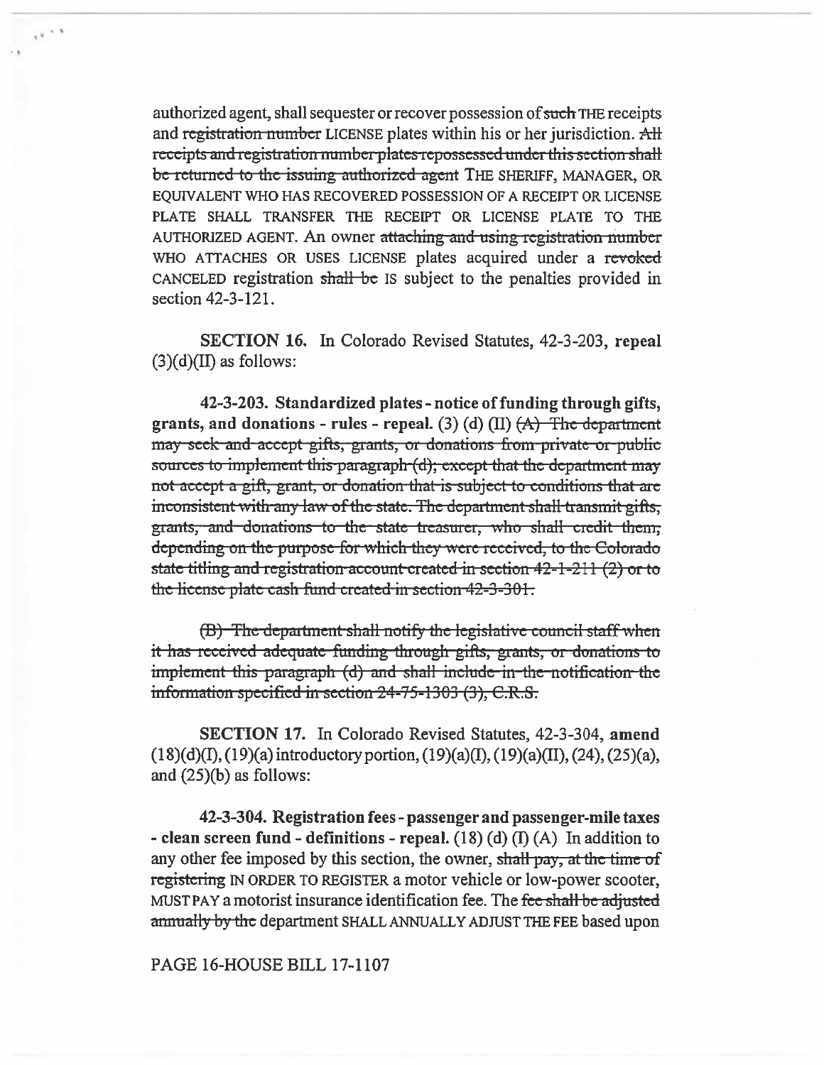authorized agent, shall sequester or recover possession of ~~such~~ THE receipts and ~~registration number~~ LICENSE plates within his or her jurisdiction. ~~All receipts and registration number plates repossessed under this section shall be returned to the issuing authorized agent~~ THE SHERIFF, MANAGER, OR EQUIVALENT WHO HAS RECOVERED POSSESSION OF A RECEIPT OR LICENSE PLATE SHALL TRANSFER THE RECEIPT OR LICENSE PLATE TO THE AUTHORIZED AGENT. An owner ~~attaching and using registration number~~ WHO ATTACHES OR USES LICENSE plates acquired under a ~~revoked~~ CANCELED registration ~~shall be~~ IS subject to the penalties provided in section 42-3-121.

**SECTION 16.** In Colorado Revised Statutes, 42-3-203, **repeal** (3)(d)(II) as follows:

**42-3-203. Standardized plates - notice of funding through gifts, grants, and donations - rules - repeal.** (3) (d) (II) ~~(A) The department may seek and accept gifts, grants, or donations from private or public sources to implement this paragraph (d); except that the department may not accept a gift, grant, or donation that is subject to conditions that are inconsistent with any law of the state. The department shall transmit gifts, grants, and donations to the state treasurer, who shall credit them, depending on the purpose for which they were received, to the Colorado state titling and registration account created in section 42-1-211 (2) or to the license plate cash fund created in section 42-3-301.~~

~~(B) The department shall notify the legislative council staff when it has received adequate funding through gifts, grants, or donations to implement this paragraph (d) and shall include in the notification the information specified in section 24-75-1303 (3), C.R.S.~~

**SECTION 17.** In Colorado Revised Statutes, 42-3-304, **amend** (18)(d)(I), (19)(a) introductory portion, (19)(a)(I), (19)(a)(II), (24), (25)(a), and (25)(b) as follows:

**42-3-304. Registration fees - passenger and passenger-mile taxes - clean screen fund - definitions - repeal.** (18) (d) (I) (A) In addition to any other fee imposed by this section, the owner, ~~shall pay, at the time of registering~~ IN ORDER TO REGISTER a motor vehicle or low-power scooter, MUST PAY a motorist insurance identification fee. The ~~fee shall be adjusted annually by the~~ department SHALL ANNUALLY ADJUST THE FEE based upon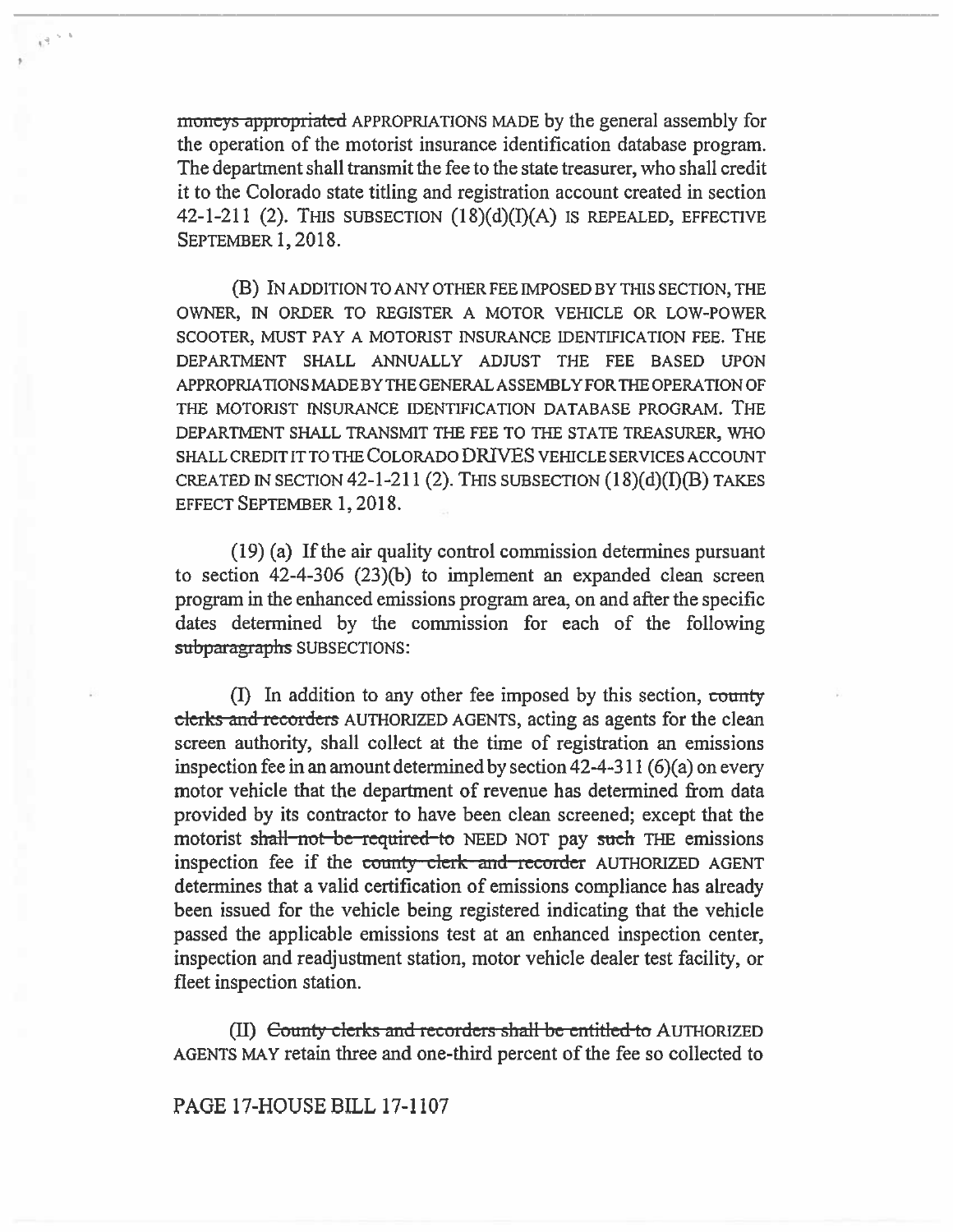~~moneys appropriated~~ APPROPRIATIONS MADE by the general assembly for the operation of the motorist insurance identification database program. The department shall transmit the fee to the state treasurer, who shall credit it to the Colorado state titling and registration account created in section 42-1-211 (2). THIS SUBSECTION (18)(d)(I)(A) IS REPEALED, EFFECTIVE SEPTEMBER 1, 2018.

(B) IN ADDITION TO ANY OTHER FEE IMPOSED BY THIS SECTION, THE OWNER, IN ORDER TO REGISTER A MOTOR VEHICLE OR LOW-POWER SCOOTER, MUST PAY A MOTORIST INSURANCE IDENTIFICATION FEE. THE DEPARTMENT SHALL ANNUALLY ADJUST THE FEE BASED UPON APPROPRIATIONS MADE BY THE GENERAL ASSEMBLY FOR THE OPERATION OF THE MOTORIST INSURANCE IDENTIFICATION DATABASE PROGRAM. THE DEPARTMENT SHALL TRANSMIT THE FEE TO THE STATE TREASURER, WHO SHALL CREDIT IT TO THE COLORADO DRIVES VEHICLE SERVICES ACCOUNT CREATED IN SECTION 42-1-211 (2). THIS SUBSECTION (18)(d)(I)(B) TAKES EFFECT SEPTEMBER 1, 2018.

(19) (a) If the air quality control commission determines pursuant to section 42-4-306 (23)(b) to implement an expanded clean screen program in the enhanced emissions program area, on and after the specific dates determined by the commission for each of the following ~~subparagraphs~~ SUBSECTIONS:

(I) In addition to any other fee imposed by this section, ~~county clerks and recorders~~ AUTHORIZED AGENTS, acting as agents for the clean screen authority, shall collect at the time of registration an emissions inspection fee in an amount determined by section 42-4-311 (6)(a) on every motor vehicle that the department of revenue has determined from data provided by its contractor to have been clean screened; except that the motorist ~~shall not be required to~~ NEED NOT pay ~~such~~ THE emissions inspection fee if the ~~county clerk and recorder~~ AUTHORIZED AGENT determines that a valid certification of emissions compliance has already been issued for the vehicle being registered indicating that the vehicle passed the applicable emissions test at an enhanced inspection center, inspection and readjustment station, motor vehicle dealer test facility, or fleet inspection station.

(II) ~~County clerks and recorders shall be entitled to~~ AUTHORIZED AGENTS MAY retain three and one-third percent of the fee so collected to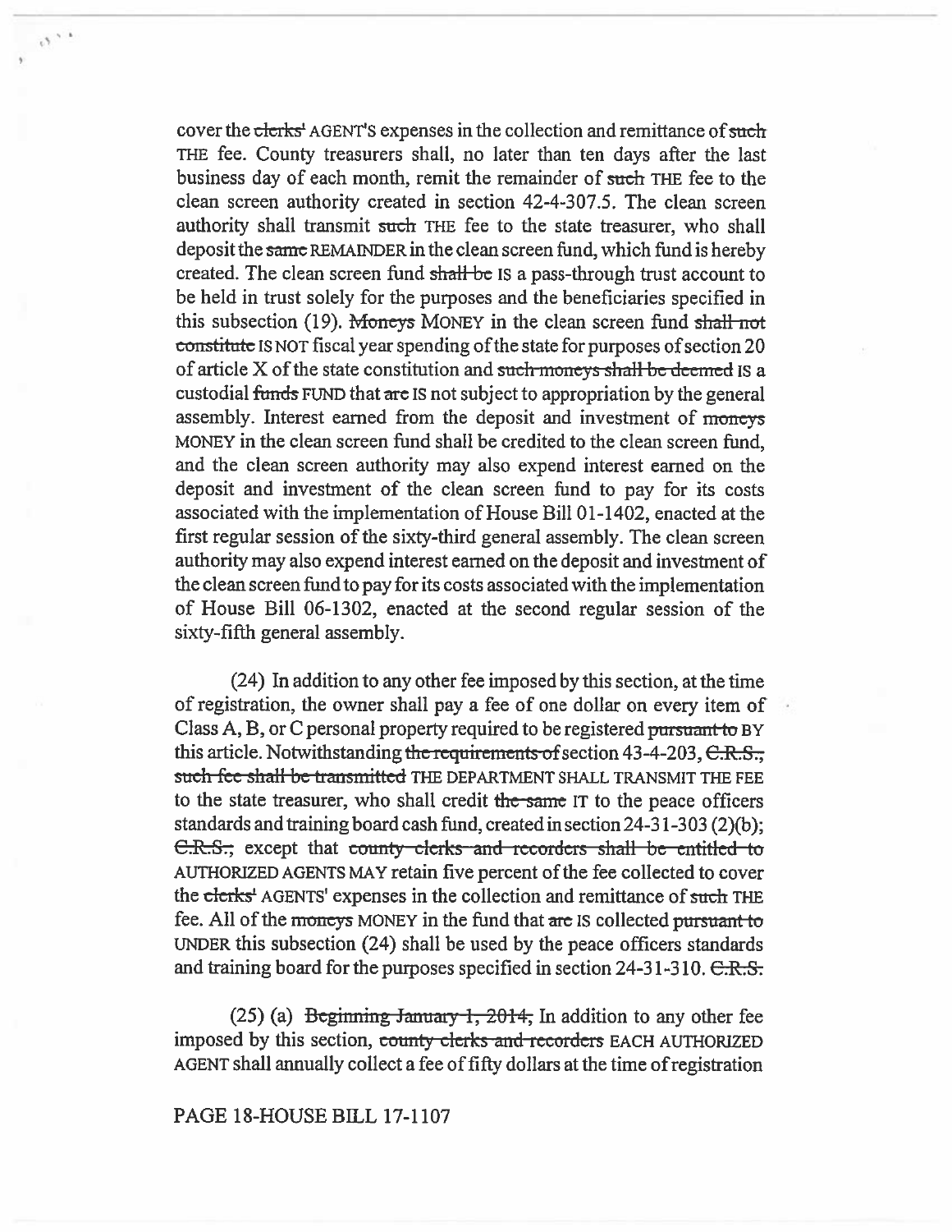cover the ~~clerks'~~ AGENT'S expenses in the collection and remittance of ~~such~~ THE fee. County treasurers shall, no later than ten days after the last business day of each month, remit the remainder of ~~such~~ THE fee to the clean screen authority created in section 42-4-307.5. The clean screen authority shall transmit ~~such~~ THE fee to the state treasurer, who shall deposit the ~~same~~ REMAINDER in the clean screen fund, which fund is hereby created. The clean screen fund ~~shall be~~ IS a pass-through trust account to be held in trust solely for the purposes and the beneficiaries specified in this subsection (19). ~~Moneys~~ MONEY in the clean screen fund ~~shall not constitute~~ IS NOT fiscal year spending of the state for purposes of section 20 of article X of the state constitution and ~~such moneys shall be deemed~~ IS a custodial ~~funds~~ FUND that ~~are~~ IS not subject to appropriation by the general assembly. Interest earned from the deposit and investment of ~~moneys~~ MONEY in the clean screen fund shall be credited to the clean screen fund, and the clean screen authority may also expend interest earned on the deposit and investment of the clean screen fund to pay for its costs associated with the implementation of House Bill 01-1402, enacted at the first regular session of the sixty-third general assembly. The clean screen authority may also expend interest earned on the deposit and investment of the clean screen fund to pay for its costs associated with the implementation of House Bill 06-1302, enacted at the second regular session of the sixty-fifth general assembly.

(24) In addition to any other fee imposed by this section, at the time of registration, the owner shall pay a fee of one dollar on every item of Class A, B, or C personal property required to be registered ~~pursuant to~~ BY this article. Notwithstanding ~~the requirements of~~ section 43-4-203, ~~C.R.S., such fee shall be transmitted~~ THE DEPARTMENT SHALL TRANSMIT THE FEE to the state treasurer, who shall credit ~~the same~~ IT to the peace officers standards and training board cash fund, created in section 24-31-303 (2)(b); ~~C.R.S.;~~ except that ~~county clerks and recorders shall be entitled to~~ AUTHORIZED AGENTS MAY retain five percent of the fee collected to cover the ~~clerks'~~ AGENTS' expenses in the collection and remittance of ~~such~~ THE fee. All of the ~~moneys~~ MONEY in the fund that ~~are~~ IS collected ~~pursuant to~~ UNDER this subsection (24) shall be used by the peace officers standards and training board for the purposes specified in section 24-31-310. ~~C.R.S.~~

(25) (a) ~~Beginning January 1, 2014,~~ In addition to any other fee imposed by this section, ~~county clerks and recorders~~ EACH AUTHORIZED AGENT shall annually collect a fee of fifty dollars at the time of registration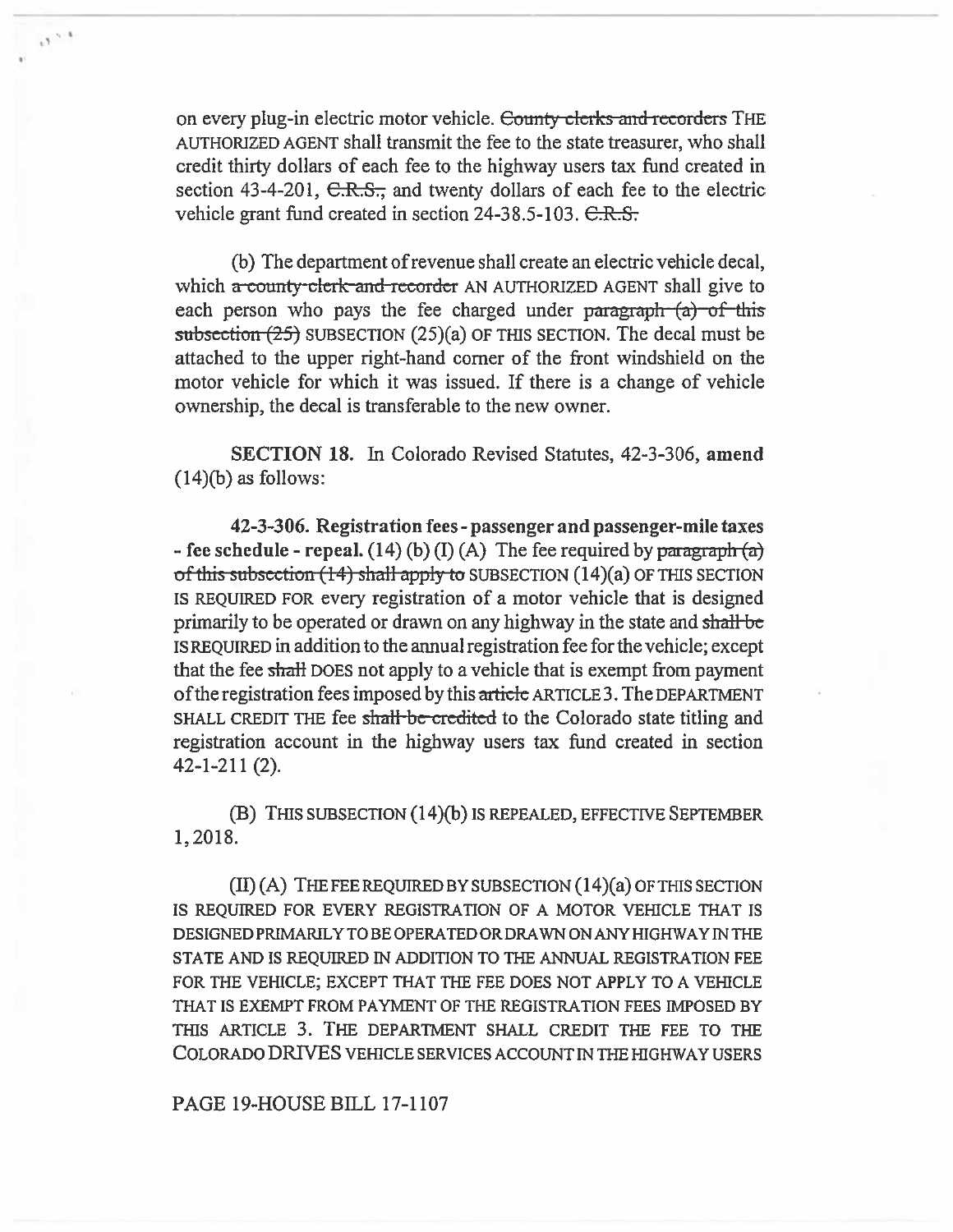on every plug-in electric motor vehicle. ~~County clerks and recorders~~ THE AUTHORIZED AGENT shall transmit the fee to the state treasurer, who shall credit thirty dollars of each fee to the highway users tax fund created in section 43-4-201, ~~C.R.S.,~~ and twenty dollars of each fee to the electric vehicle grant fund created in section 24-38.5-103. ~~C.R.S.~~

(b) The department of revenue shall create an electric vehicle decal, which ~~a county clerk and recorder~~ AN AUTHORIZED AGENT shall give to each person who pays the fee charged under ~~paragraph (a) of this subsection (25)~~ SUBSECTION (25)(a) OF THIS SECTION. The decal must be attached to the upper right-hand corner of the front windshield on the motor vehicle for which it was issued. If there is a change of vehicle ownership, the decal is transferable to the new owner.

**SECTION 18.** In Colorado Revised Statutes, 42-3-306, **amend** (14)(b) as follows:

**42-3-306. Registration fees - passenger and passenger-mile taxes - fee schedule - repeal.** (14) (b) (I) (A) The fee required by ~~paragraph (a) of this subsection (14) shall apply to~~ SUBSECTION (14)(a) OF THIS SECTION IS REQUIRED FOR every registration of a motor vehicle that is designed primarily to be operated or drawn on any highway in the state and ~~shall be~~ IS REQUIRED in addition to the annual registration fee for the vehicle; except that the fee ~~shall~~ DOES not apply to a vehicle that is exempt from payment of the registration fees imposed by this ~~article~~ ARTICLE 3. The DEPARTMENT SHALL CREDIT THE fee ~~shall be credited~~ to the Colorado state titling and registration account in the highway users tax fund created in section 42-1-211 (2).

(B) THIS SUBSECTION (14)(b) IS REPEALED, EFFECTIVE SEPTEMBER 1, 2018.

(II) (A) THE FEE REQUIRED BY SUBSECTION (14)(a) OF THIS SECTION IS REQUIRED FOR EVERY REGISTRATION OF A MOTOR VEHICLE THAT IS DESIGNED PRIMARILY TO BE OPERATED OR DRAWN ON ANY HIGHWAY IN THE STATE AND IS REQUIRED IN ADDITION TO THE ANNUAL REGISTRATION FEE FOR THE VEHICLE; EXCEPT THAT THE FEE DOES NOT APPLY TO A VEHICLE THAT IS EXEMPT FROM PAYMENT OF THE REGISTRATION FEES IMPOSED BY THIS ARTICLE 3. THE DEPARTMENT SHALL CREDIT THE FEE TO THE COLORADO DRIVES VEHICLE SERVICES ACCOUNT IN THE HIGHWAY USERS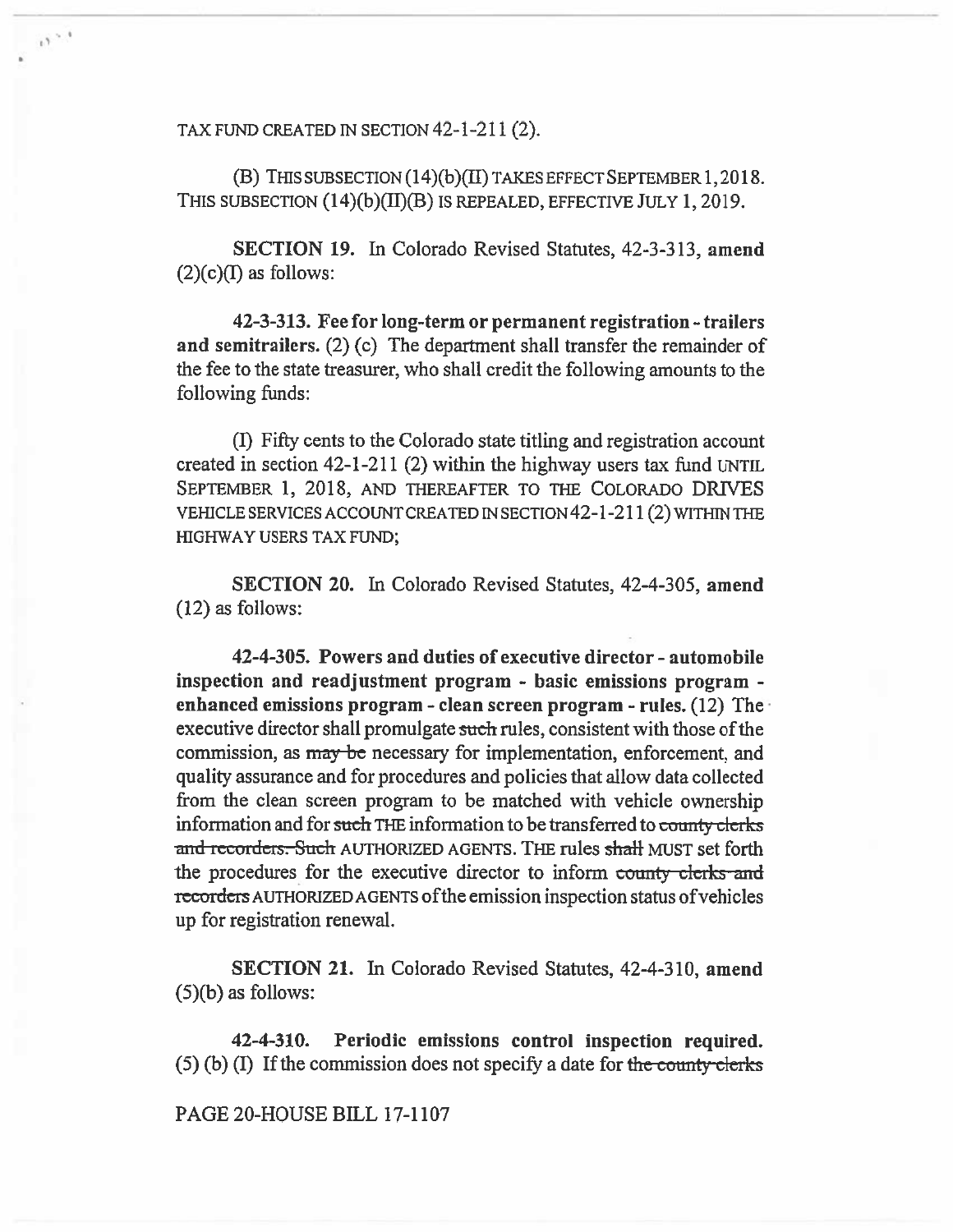TAX FUND CREATED IN SECTION 42-1-211 (2).

(B) THIS SUBSECTION (14)(b)(II) TAKES EFFECT SEPTEMBER 1, 2018. THIS SUBSECTION (14)(b)(II)(B) IS REPEALED, EFFECTIVE JULY 1, 2019.

**SECTION 19.** In Colorado Revised Statutes, 42-3-313, **amend** (2)(c)(I) as follows:

**42-3-313. Fee for long-term or permanent registration - trailers and semitrailers.** (2) (c) The department shall transfer the remainder of the fee to the state treasurer, who shall credit the following amounts to the following funds:

(I) Fifty cents to the Colorado state titling and registration account created in section 42-1-211 (2) within the highway users tax fund UNTIL SEPTEMBER 1, 2018, AND THEREAFTER TO THE COLORADO DRIVES VEHICLE SERVICES ACCOUNT CREATED IN SECTION 42-1-211 (2) WITHIN THE HIGHWAY USERS TAX FUND;

**SECTION 20.** In Colorado Revised Statutes, 42-4-305, **amend** (12) as follows:

**42-4-305. Powers and duties of executive director - automobile inspection and readjustment program - basic emissions program - enhanced emissions program - clean screen program - rules.** (12) The executive director shall promulgate ~~such~~ rules, consistent with those of the commission, as ~~may be~~ necessary for implementation, enforcement, and quality assurance and for procedures and policies that allow data collected from the clean screen program to be matched with vehicle ownership information and for ~~such~~ THE information to be transferred to ~~county clerks and recorders. Such~~ AUTHORIZED AGENTS. THE rules ~~shall~~ MUST set forth the procedures for the executive director to inform ~~county clerks and recorders~~ AUTHORIZED AGENTS of the emission inspection status of vehicles up for registration renewal.

**SECTION 21.** In Colorado Revised Statutes, 42-4-310, **amend** (5)(b) as follows:

**42-4-310. Periodic emissions control inspection required.** (5) (b) (I) If the commission does not specify a date for ~~the county clerks~~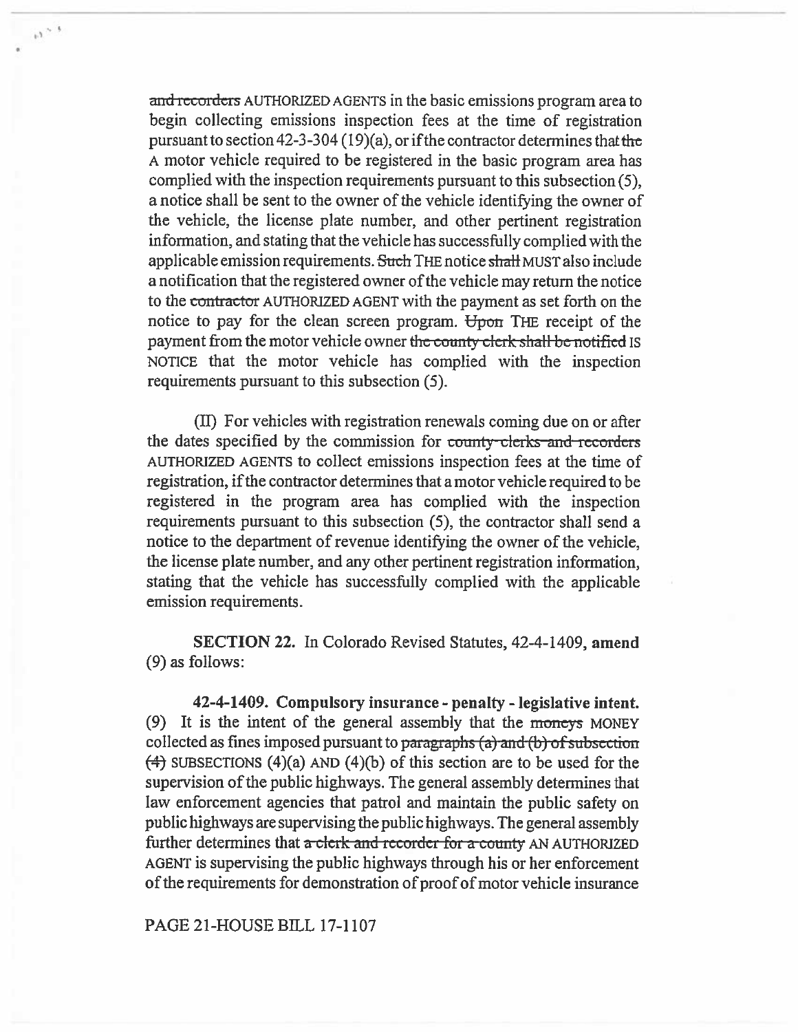~~and recorders~~ AUTHORIZED AGENTS in the basic emissions program area to begin collecting emissions inspection fees at the time of registration pursuant to section 42-3-304 (19)(a), or if the contractor determines that ~~the~~ A motor vehicle required to be registered in the basic program area has complied with the inspection requirements pursuant to this subsection (5), a notice shall be sent to the owner of the vehicle identifying the owner of the vehicle, the license plate number, and other pertinent registration information, and stating that the vehicle has successfully complied with the applicable emission requirements. ~~Such~~ THE notice ~~shall~~ MUST also include a notification that the registered owner of the vehicle may return the notice to the ~~contractor~~ AUTHORIZED AGENT with the payment as set forth on the notice to pay for the clean screen program. ~~Upon~~ THE receipt of the payment from the motor vehicle owner ~~the county clerk shall be notified~~ IS NOTICE that the motor vehicle has complied with the inspection requirements pursuant to this subsection (5).

(II) For vehicles with registration renewals coming due on or after the dates specified by the commission for ~~county clerks and recorders~~ AUTHORIZED AGENTS to collect emissions inspection fees at the time of registration, if the contractor determines that a motor vehicle required to be registered in the program area has complied with the inspection requirements pursuant to this subsection (5), the contractor shall send a notice to the department of revenue identifying the owner of the vehicle, the license plate number, and any other pertinent registration information, stating that the vehicle has successfully complied with the applicable emission requirements.

**SECTION 22.** In Colorado Revised Statutes, 42-4-1409, **amend** (9) as follows:

**42-4-1409. Compulsory insurance - penalty - legislative intent.** (9) It is the intent of the general assembly that the ~~moneys~~ MONEY collected as fines imposed pursuant to ~~paragraphs (a) and (b) of subsection (4)~~ SUBSECTIONS (4)(a) AND (4)(b) of this section are to be used for the supervision of the public highways. The general assembly determines that law enforcement agencies that patrol and maintain the public safety on public highways are supervising the public highways. The general assembly further determines that ~~a clerk and recorder for a county~~ AN AUTHORIZED AGENT is supervising the public highways through his or her enforcement of the requirements for demonstration of proof of motor vehicle insurance

PAGE 21-HOUSE BILL 17-1107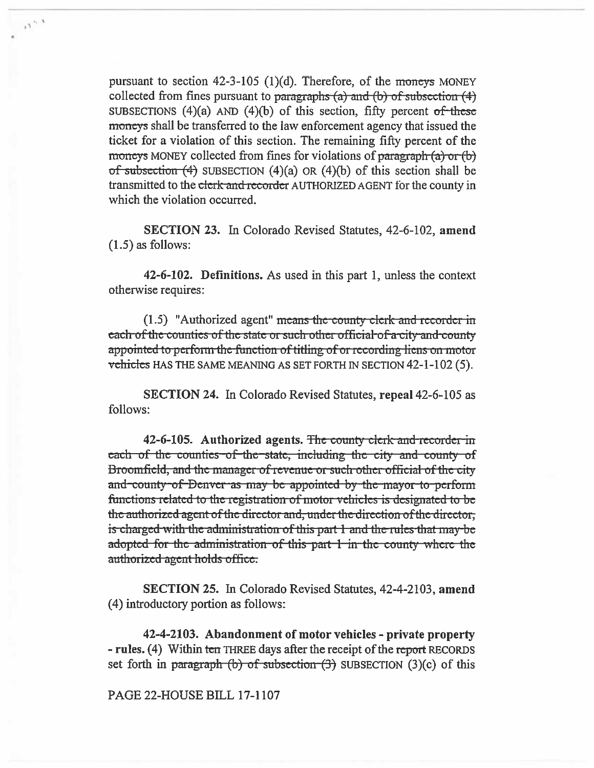pursuant to section 42-3-105 (1)(d). Therefore, of the ~~moneys~~ MONEY collected from fines pursuant to ~~paragraphs (a) and (b) of subsection (4)~~ SUBSECTIONS (4)(a) AND (4)(b) of this section, fifty percent ~~of these moneys~~ shall be transferred to the law enforcement agency that issued the ticket for a violation of this section. The remaining fifty percent of the ~~moneys~~ MONEY collected from fines for violations of ~~paragraph (a) or (b) of subsection (4)~~ SUBSECTION (4)(a) OR (4)(b) of this section shall be transmitted to the ~~clerk and recorder~~ AUTHORIZED AGENT for the county in which the violation occurred.

**SECTION 23.** In Colorado Revised Statutes, 42-6-102, **amend** (1.5) as follows:

**42-6-102. Definitions.** As used in this part 1, unless the context otherwise requires:

(1.5) "Authorized agent" ~~means the county clerk and recorder in each of the counties of the state or such other official of a city and county appointed to perform the function of titling of or recording liens on motor vehicles~~ HAS THE SAME MEANING AS SET FORTH IN SECTION 42-1-102 (5).

**SECTION 24.** In Colorado Revised Statutes, **repeal** 42-6-105 as follows:

**42-6-105. Authorized agents.** ~~The county clerk and recorder in each of the counties of the state, including the city and county of Broomfield, and the manager of revenue or such other official of the city and county of Denver as may be appointed by the mayor to perform functions related to the registration of motor vehicles is designated to be the authorized agent of the director and, under the direction of the director, is charged with the administration of this part 1 and the rules that may be adopted for the administration of this part 1 in the county where the authorized agent holds office.~~

**SECTION 25.** In Colorado Revised Statutes, 42-4-2103, **amend** (4) introductory portion as follows:

**42-4-2103. Abandonment of motor vehicles - private property - rules.** (4) Within ~~ten~~ THREE days after the receipt of the ~~report~~ RECORDS set forth in ~~paragraph (b) of subsection (3)~~ SUBSECTION (3)(c) of this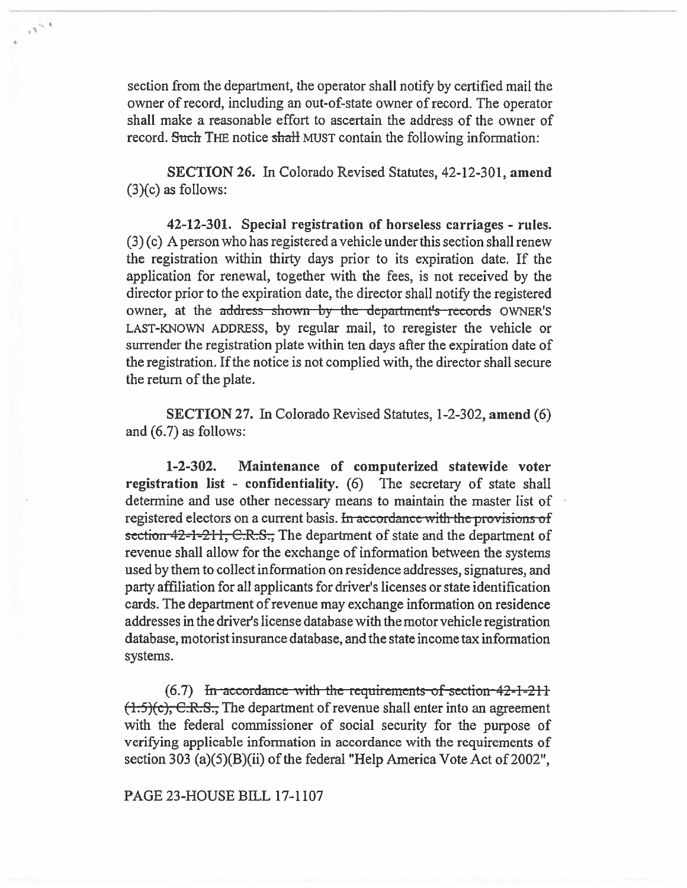section from the department, the operator shall notify by certified mail the owner of record, including an out-of-state owner of record. The operator shall make a reasonable effort to ascertain the address of the owner of record. ~~Such~~ THE notice ~~shall~~ MUST contain the following information:

**SECTION 26.** In Colorado Revised Statutes, 42-12-301, **amend** (3)(c) as follows:

**42-12-301. Special registration of horseless carriages - rules.** (3) (c) A person who has registered a vehicle under this section shall renew the registration within thirty days prior to its expiration date. If the application for renewal, together with the fees, is not received by the director prior to the expiration date, the director shall notify the registered owner, at the ~~address shown by the department's records~~ OWNER'S LAST-KNOWN ADDRESS, by regular mail, to reregister the vehicle or surrender the registration plate within ten days after the expiration date of the registration. If the notice is not complied with, the director shall secure the return of the plate.

**SECTION 27.** In Colorado Revised Statutes, 1-2-302, **amend** (6) and (6.7) as follows:

**1-2-302. Maintenance of computerized statewide voter registration list - confidentiality.** (6) The secretary of state shall determine and use other necessary means to maintain the master list of registered electors on a current basis. ~~In accordance with the provisions of section 42-1-211, C.R.S.,~~ The department of state and the department of revenue shall allow for the exchange of information between the systems used by them to collect information on residence addresses, signatures, and party affiliation for all applicants for driver's licenses or state identification cards. The department of revenue may exchange information on residence addresses in the driver's license database with the motor vehicle registration database, motorist insurance database, and the state income tax information systems.

(6.7) ~~In accordance with the requirements of section 42-1-211 (1.5)(c), C.R.S.,~~ The department of revenue shall enter into an agreement with the federal commissioner of social security for the purpose of verifying applicable information in accordance with the requirements of section 303 (a)(5)(B)(ii) of the federal "Help America Vote Act of 2002",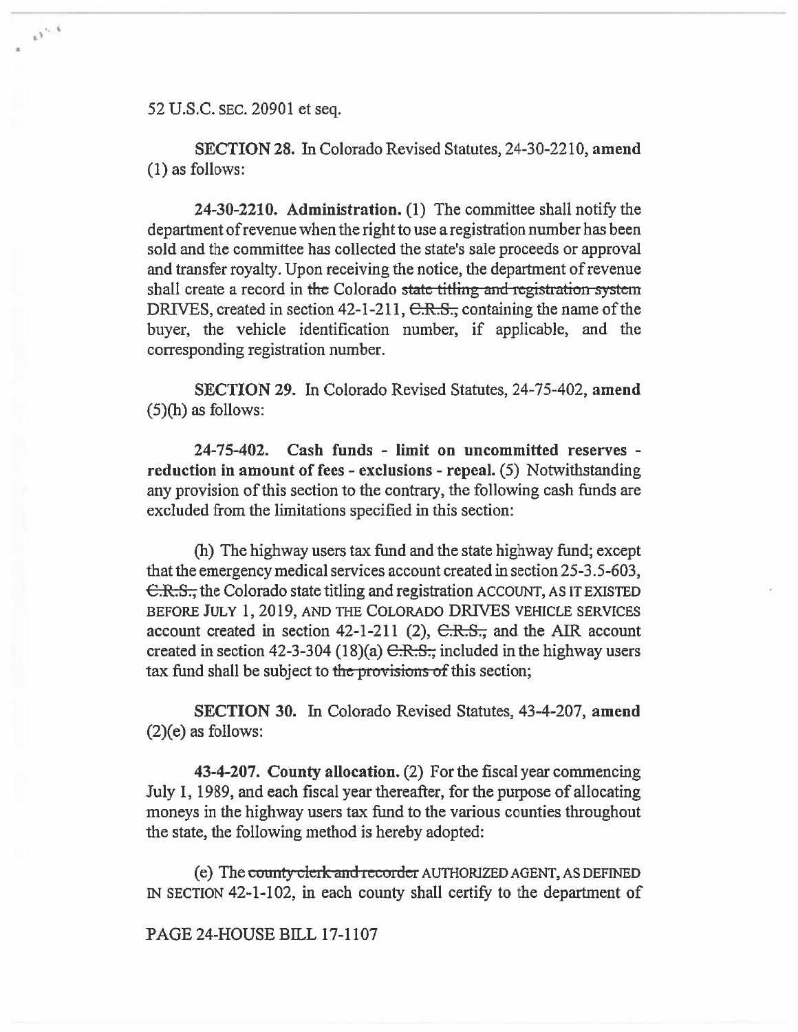52 U.S.C. SEC. 20901 et seq.

**SECTION 28.** In Colorado Revised Statutes, 24-30-2210, **amend** (1) as follows:

**24-30-2210. Administration.** (1) The committee shall notify the department of revenue when the right to use a registration number has been sold and the committee has collected the state's sale proceeds or approval and transfer royalty. Upon receiving the notice, the department of revenue shall create a record in ~~the~~ Colorado ~~state titling and registration system~~ DRIVES, created in section 42-1-211, ~~C.R.S.,~~ containing the name of the buyer, the vehicle identification number, if applicable, and the corresponding registration number.

**SECTION 29.** In Colorado Revised Statutes, 24-75-402, **amend** (5)(h) as follows:

**24-75-402. Cash funds - limit on uncommitted reserves - reduction in amount of fees - exclusions - repeal.** (5) Notwithstanding any provision of this section to the contrary, the following cash funds are excluded from the limitations specified in this section:

(h) The highway users tax fund and the state highway fund; except that the emergency medical services account created in section 25-3.5-603, ~~C.R.S.,~~ the Colorado state titling and registration ACCOUNT, AS IT EXISTED BEFORE JULY 1, 2019, AND THE COLORADO DRIVES VEHICLE SERVICES account created in section 42-1-211 (2), ~~C.R.S.,~~ and the AIR account created in section 42-3-304 (18)(a) ~~C.R.S.,~~ included in the highway users tax fund shall be subject to ~~the provisions of~~ this section;

**SECTION 30.** In Colorado Revised Statutes, 43-4-207, **amend** (2)(e) as follows:

**43-4-207. County allocation.** (2) For the fiscal year commencing July 1, 1989, and each fiscal year thereafter, for the purpose of allocating moneys in the highway users tax fund to the various counties throughout the state, the following method is hereby adopted:

(e) The ~~county clerk and recorder~~ AUTHORIZED AGENT, AS DEFINED IN SECTION 42-1-102, in each county shall certify to the department of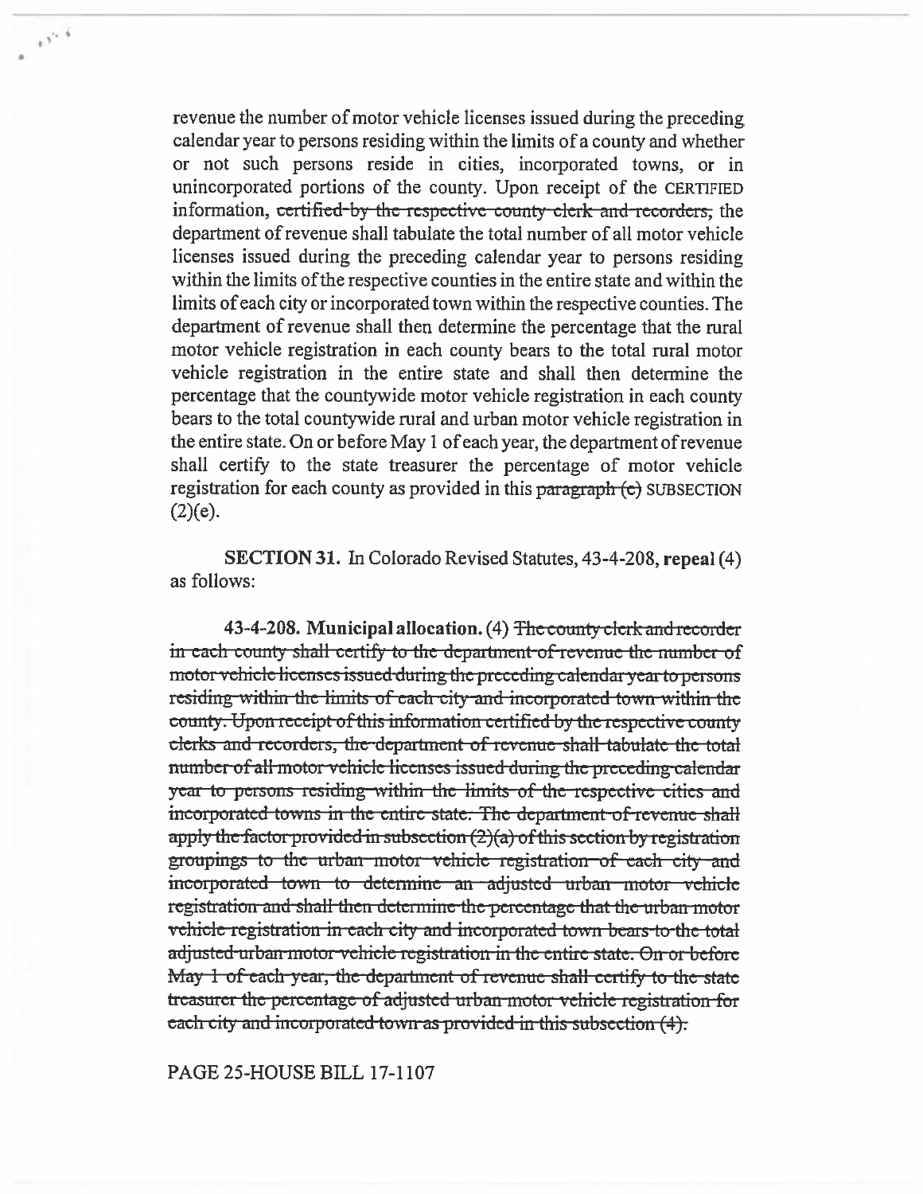revenue the number of motor vehicle licenses issued during the preceding calendar year to persons residing within the limits of a county and whether or not such persons reside in cities, incorporated towns, or in unincorporated portions of the county. Upon receipt of the CERTIFIED information, ~~certified by the respective county clerk and recorders,~~ the department of revenue shall tabulate the total number of all motor vehicle licenses issued during the preceding calendar year to persons residing within the limits of the respective counties in the entire state and within the limits of each city or incorporated town within the respective counties. The department of revenue shall then determine the percentage that the rural motor vehicle registration in each county bears to the total rural motor vehicle registration in the entire state and shall then determine the percentage that the countywide motor vehicle registration in each county bears to the total countywide rural and urban motor vehicle registration in the entire state. On or before May 1 of each year, the department of revenue shall certify to the state treasurer the percentage of motor vehicle registration for each county as provided in this ~~paragraph (e)~~ SUBSECTION (2)(e).

**SECTION 31.** In Colorado Revised Statutes, 43-4-208, **repeal** (4) as follows:

**43-4-208. Municipal allocation.** (4) ~~The county clerk and recorder in each county shall certify to the department of revenue the number of motor vehicle licenses issued during the preceding calendar year to persons residing within the limits of each city and incorporated town within the county. Upon receipt of this information certified by the respective county clerks and recorders, the department of revenue shall tabulate the total number of all motor vehicle licenses issued during the preceding calendar year to persons residing within the limits of the respective cities and incorporated towns in the entire state. The department of revenue shall apply the factor provided in subsection (2)(a) of this section by registration groupings to the urban motor vehicle registration of each city and incorporated town to determine an adjusted urban motor vehicle registration and shall then determine the percentage that the urban motor vehicle registration in each city and incorporated town bears to the total adjusted urban motor vehicle registration in the entire state. On or before May 1 of each year, the department of revenue shall certify to the state treasurer the percentage of adjusted urban motor vehicle registration for each city and incorporated town as provided in this subsection (4).~~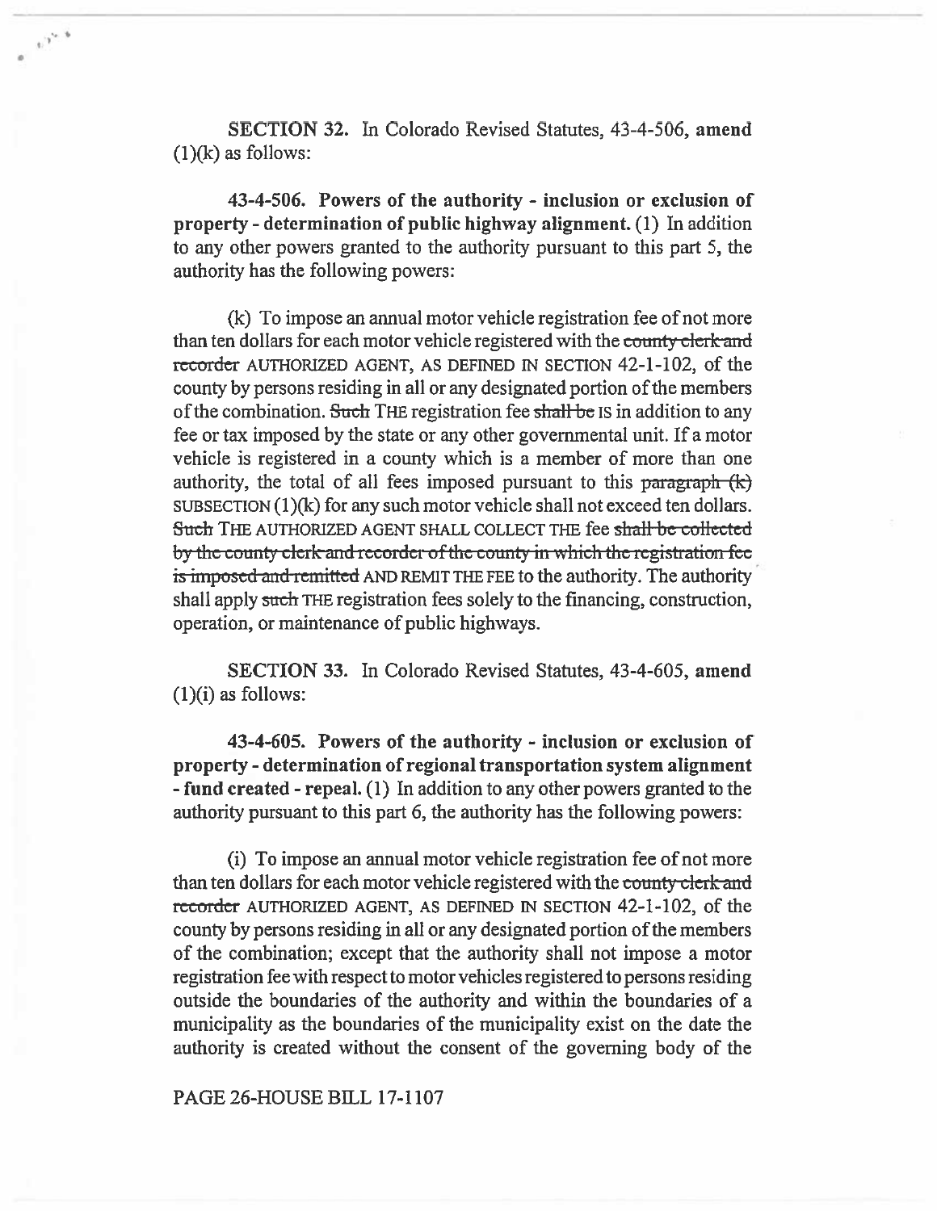SECTION 32. In Colorado Revised Statutes, 43-4-506, amend (1)(k) as follows:

**43-4-506. Powers of the authority - inclusion or exclusion of property - determination of public highway alignment.** (1) In addition to any other powers granted to the authority pursuant to this part 5, the authority has the following powers:

(k) To impose an annual motor vehicle registration fee of not more than ten dollars for each motor vehicle registered with the ~~county clerk and recorder~~ AUTHORIZED AGENT, AS DEFINED IN SECTION 42-1-102, of the county by persons residing in all or any designated portion of the members of the combination. ~~Such~~ THE registration fee ~~shall be~~ IS in addition to any fee or tax imposed by the state or any other governmental unit. If a motor vehicle is registered in a county which is a member of more than one authority, the total of all fees imposed pursuant to this ~~paragraph (k)~~ SUBSECTION (1)(k) for any such motor vehicle shall not exceed ten dollars. ~~Such~~ THE AUTHORIZED AGENT SHALL COLLECT THE fee ~~shall be collected by the county clerk and recorder of the county in which the registration fee is imposed and remitted~~ AND REMIT THE FEE to the authority. The authority shall apply ~~such~~ THE registration fees solely to the financing, construction, operation, or maintenance of public highways.

SECTION 33. In Colorado Revised Statutes, 43-4-605, amend (1)(i) as follows:

**43-4-605. Powers of the authority - inclusion or exclusion of property - determination of regional transportation system alignment - fund created - repeal.** (1) In addition to any other powers granted to the authority pursuant to this part 6, the authority has the following powers:

(i) To impose an annual motor vehicle registration fee of not more than ten dollars for each motor vehicle registered with the ~~county clerk and recorder~~ AUTHORIZED AGENT, AS DEFINED IN SECTION 42-1-102, of the county by persons residing in all or any designated portion of the members of the combination; except that the authority shall not impose a motor registration fee with respect to motor vehicles registered to persons residing outside the boundaries of the authority and within the boundaries of a municipality as the boundaries of the municipality exist on the date the authority is created without the consent of the governing body of the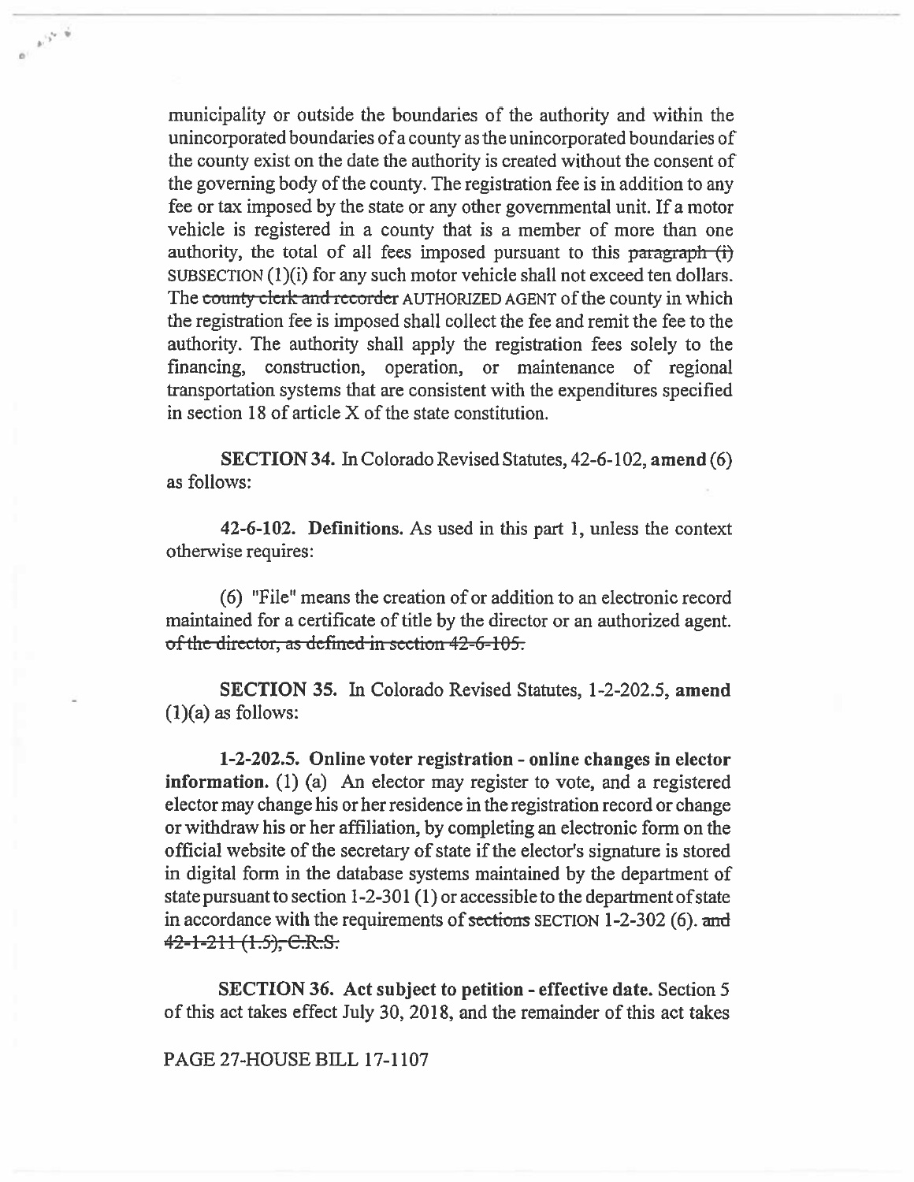municipality or outside the boundaries of the authority and within the unincorporated boundaries of a county as the unincorporated boundaries of the county exist on the date the authority is created without the consent of the governing body of the county. The registration fee is in addition to any fee or tax imposed by the state or any other governmental unit. If a motor vehicle is registered in a county that is a member of more than one authority, the total of all fees imposed pursuant to this ~~paragraph (i)~~ SUBSECTION (1)(i) for any such motor vehicle shall not exceed ten dollars. The ~~county clerk and recorder~~ AUTHORIZED AGENT of the county in which the registration fee is imposed shall collect the fee and remit the fee to the authority. The authority shall apply the registration fees solely to the financing, construction, operation, or maintenance of regional transportation systems that are consistent with the expenditures specified in section 18 of article X of the state constitution.

**SECTION 34.** In Colorado Revised Statutes, 42-6-102, **amend** (6) as follows:

**42-6-102. Definitions.** As used in this part 1, unless the context otherwise requires:

(6) "File" means the creation of or addition to an electronic record maintained for a certificate of title by the director or an authorized agent. ~~of the director, as defined in section 42-6-105.~~

**SECTION 35.** In Colorado Revised Statutes, 1-2-202.5, **amend** (1)(a) as follows:

**1-2-202.5. Online voter registration - online changes in elector information.** (1) (a) An elector may register to vote, and a registered elector may change his or her residence in the registration record or change or withdraw his or her affiliation, by completing an electronic form on the official website of the secretary of state if the elector's signature is stored in digital form in the database systems maintained by the department of state pursuant to section 1-2-301 (1) or accessible to the department of state in accordance with the requirements of ~~sections~~ SECTION 1-2-302 (6). ~~and 42-1-211 (1.5), C.R.S.~~

**SECTION 36. Act subject to petition - effective date.** Section 5 of this act takes effect July 30, 2018, and the remainder of this act takes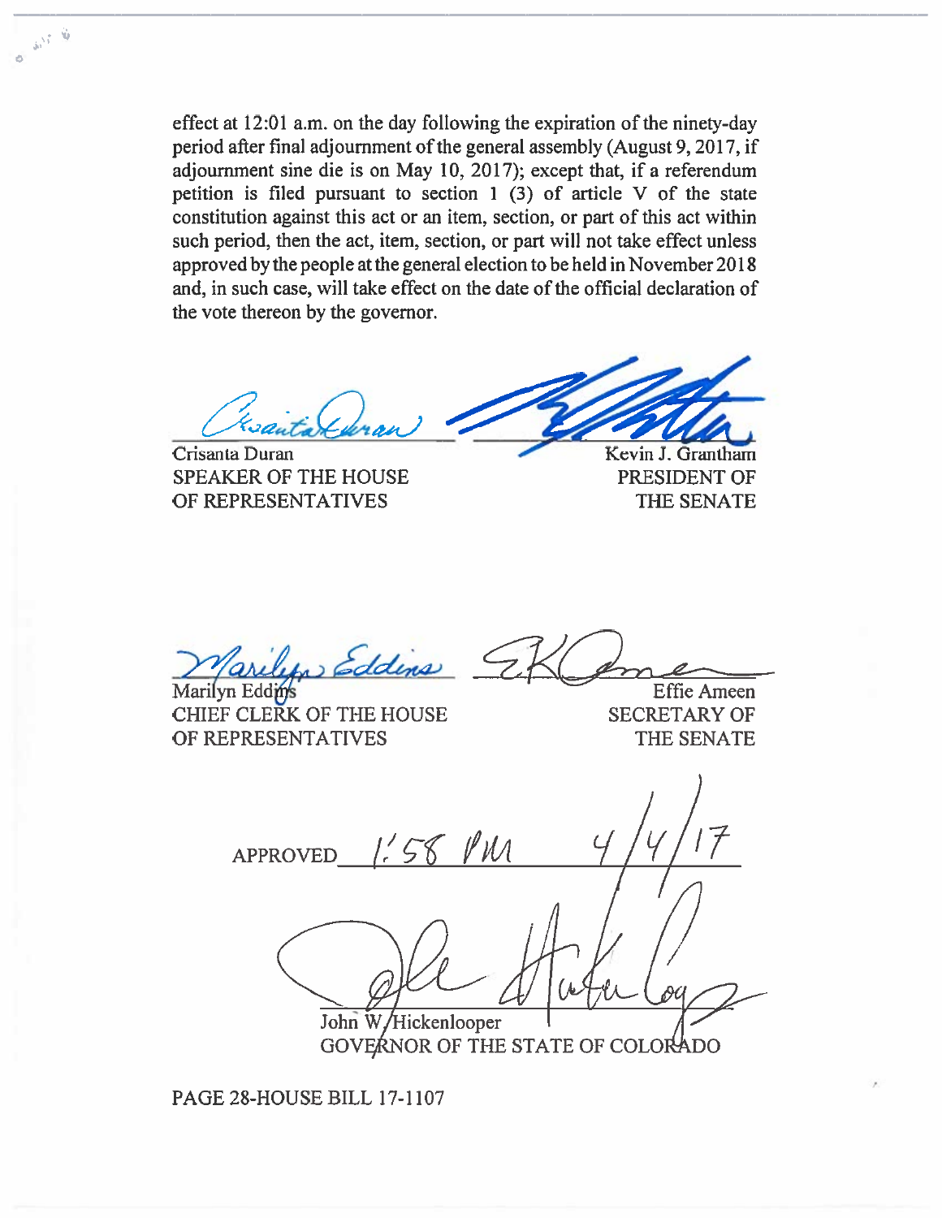effect at 12:01 a.m. on the day following the expiration of the ninety-day period after final adjournment of the general assembly (August 9, 2017, if adjournment sine die is on May 10, 2017); except that, if a referendum petition is filed pursuant to section 1 (3) of article V of the state constitution against this act or an item, section, or part of this act within such period, then the act, item, section, or part will not take effect unless approved by the people at the general election to be held in November 2018 and, in such case, will take effect on the date of the official declaration of the vote thereon by the governor.

Crisanta Duran
SPEAKER OF THE HOUSE
OF REPRESENTATIVES

Kevin J. Grantham
PRESIDENT OF
THE SENATE

Marilyn Eddins
CHIEF CLERK OF THE HOUSE
OF REPRESENTATIVES

Effie Ameen
SECRETARY OF
THE SENATE

APPROVED 1:58 PM 4/4/17

John W. Hickenlooper
GOVERNOR OF THE STATE OF COLORADO

PAGE 28-HOUSE BILL 17-1107